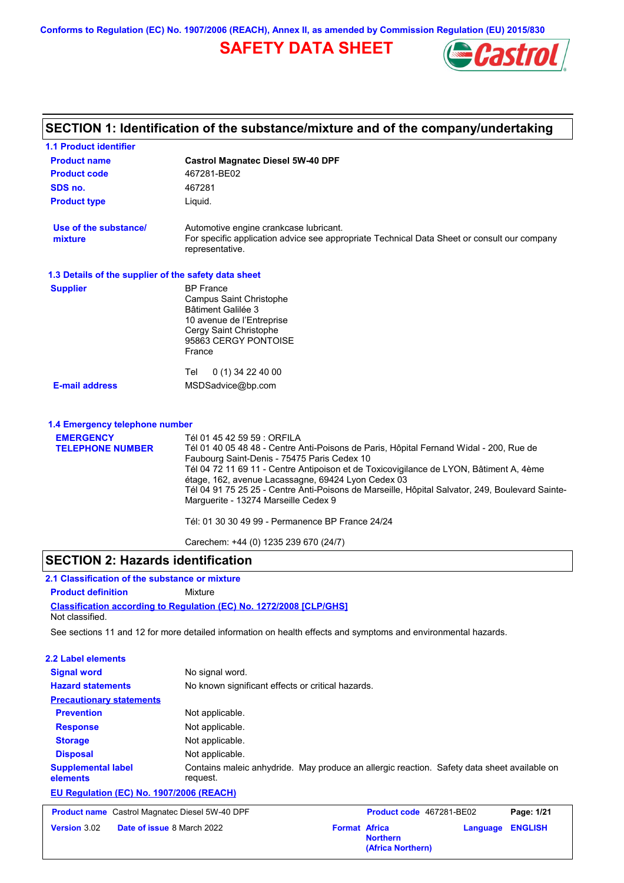Conforms to Regulation (EC) No. 1907/2006 (REACH), Annex II, as amended by Commission Regulation (EU) 2015/830

# SAFETY DATA SHEET

## SECTION 1: Identification of the substance/mixture and of the company/undertaking

### 1.1 Product identifier

| | |
|---|---|
| **Product name** | **Castrol Magnatec Diesel 5W-40 DPF** |
| **Product code** | 467281-BE02 |
| **SDS no.** | 467281 |
| **Product type** | Liquid. |
| **Use of the substance/ mixture** | Automotive engine crankcase lubricant. For specific application advice see appropriate Technical Data Sheet or consult our company representative. |

### 1.3 Details of the supplier of the safety data sheet

**Supplier**

BP France
Campus Saint Christophe
Bâtiment Galilée 3
10 avenue de l'Entreprise
Cergy Saint Christophe
95863 CERGY PONTOISE
France

Tel 0 (1) 34 22 40 00

**E-mail address** MSDSadvice@bp.com

### 1.4 Emergency telephone number

**EMERGENCY TELEPHONE NUMBER**

Tél 01 45 42 59 59 : ORFILA
Tél 01 40 05 48 48 - Centre Anti-Poisons de Paris, Hôpital Fernand Widal - 200, Rue de Faubourg Saint-Denis - 75475 Paris Cedex 10
Tél 04 72 11 69 11 - Centre Antipoison et de Toxicovigilance de LYON, Bâtiment A, 4ème étage, 162, avenue Lacassagne, 69424 Lyon Cedex 03
Tél 04 91 75 25 25 - Centre Anti-Poisons de Marseille, Hôpital Salvator, 249, Boulevard Sainte-Marguerite - 13274 Marseille Cedex 9

Tél: 01 30 30 49 99 - Permanence BP France 24/24

Carechem: +44 (0) 1235 239 670 (24/7)

## SECTION 2: Hazards identification

### 2.1 Classification of the substance or mixture

**Product definition** Mixture

**Classification according to Regulation (EC) No. 1272/2008 [CLP/GHS]**

Not classified.

See sections 11 and 12 for more detailed information on health effects and symptoms and environmental hazards.

### 2.2 Label elements

| | |
|---|---|
| **Signal word** | No signal word. |
| **Hazard statements** | No known significant effects or critical hazards. |
| **Precautionary statements** | |
| **Prevention** | Not applicable. |
| **Response** | Not applicable. |
| **Storage** | Not applicable. |
| **Disposal** | Not applicable. |
| **Supplemental label elements** | Contains maleic anhydride. May produce an allergic reaction. Safety data sheet available on request. |

**EU Regulation (EC) No. 1907/2006 (REACH)**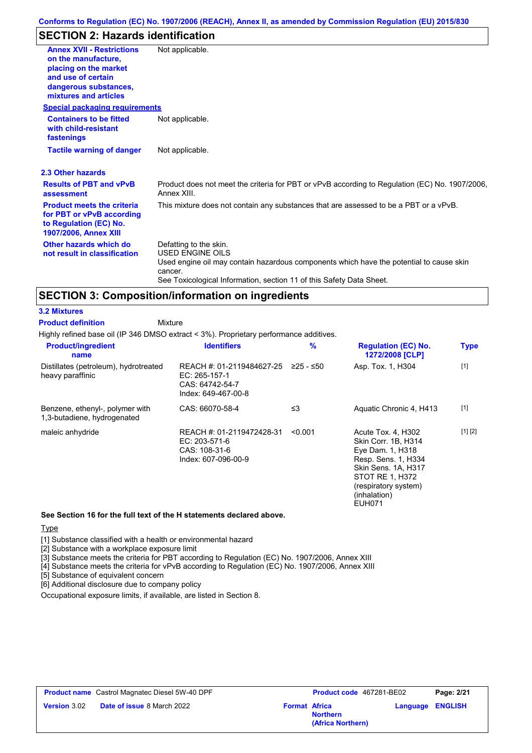## SECTION 2: Hazards identification

| | |
|---|---|
| **Annex XVII - Restrictions on the manufacture, placing on the market and use of certain dangerous substances, mixtures and articles** | Not applicable. |

**Special packaging requirements**

| | |
|---|---|
| **Containers to be fitted with child-resistant fastenings** | Not applicable. |
| **Tactile warning of danger** | Not applicable. |

### 2.3 Other hazards

| | |
|---|---|
| **Results of PBT and vPvB assessment** | Product does not meet the criteria for PBT or vPvB according to Regulation (EC) No. 1907/2006, Annex XIII. |
| **Product meets the criteria for PBT or vPvB according to Regulation (EC) No. 1907/2006, Annex XIII** | This mixture does not contain any substances that are assessed to be a PBT or a vPvB. |
| **Other hazards which do not result in classification** | Defatting to the skin.<br>USED ENGINE OILS<br>Used engine oil may contain hazardous components which have the potential to cause skin cancer.<br>See Toxicological Information, section 11 of this Safety Data Sheet. |

## SECTION 3: Composition/information on ingredients

### 3.2 Mixtures

**Product definition** Mixture

Highly refined base oil (IP 346 DMSO extract < 3%). Proprietary performance additives.

| Product/ingredient name | Identifiers | % | Regulation (EC) No. 1272/2008 [CLP] | Type |
|---|---|---|---|---|
| Distillates (petroleum), hydrotreated heavy paraffinic | REACH #: 01-2119484627-25<br>EC: 265-157-1<br>CAS: 64742-54-7<br>Index: 649-467-00-8 | ≥25 - ≤50 | Asp. Tox. 1, H304 | [1] |
| Benzene, ethenyl-, polymer with 1,3-butadiene, hydrogenated | CAS: 66070-58-4 | ≤3 | Aquatic Chronic 4, H413 | [1] |
| maleic anhydride | REACH #: 01-2119472428-31<br>EC: 203-571-6<br>CAS: 108-31-6<br>Index: 607-096-00-9 | <0.001 | Acute Tox. 4, H302<br>Skin Corr. 1B, H314<br>Eye Dam. 1, H318<br>Resp. Sens. 1, H334<br>Skin Sens. 1A, H317<br>STOT RE 1, H372 (respiratory system) (inhalation)<br>EUH071 | [1] [2] |

**See Section 16 for the full text of the H statements declared above.**

Type

[1] Substance classified with a health or environmental hazard
[2] Substance with a workplace exposure limit
[3] Substance meets the criteria for PBT according to Regulation (EC) No. 1907/2006, Annex XIII
[4] Substance meets the criteria for vPvB according to Regulation (EC) No. 1907/2006, Annex XIII
[5] Substance of equivalent concern
[6] Additional disclosure due to company policy

Occupational exposure limits, if available, are listed in Section 8.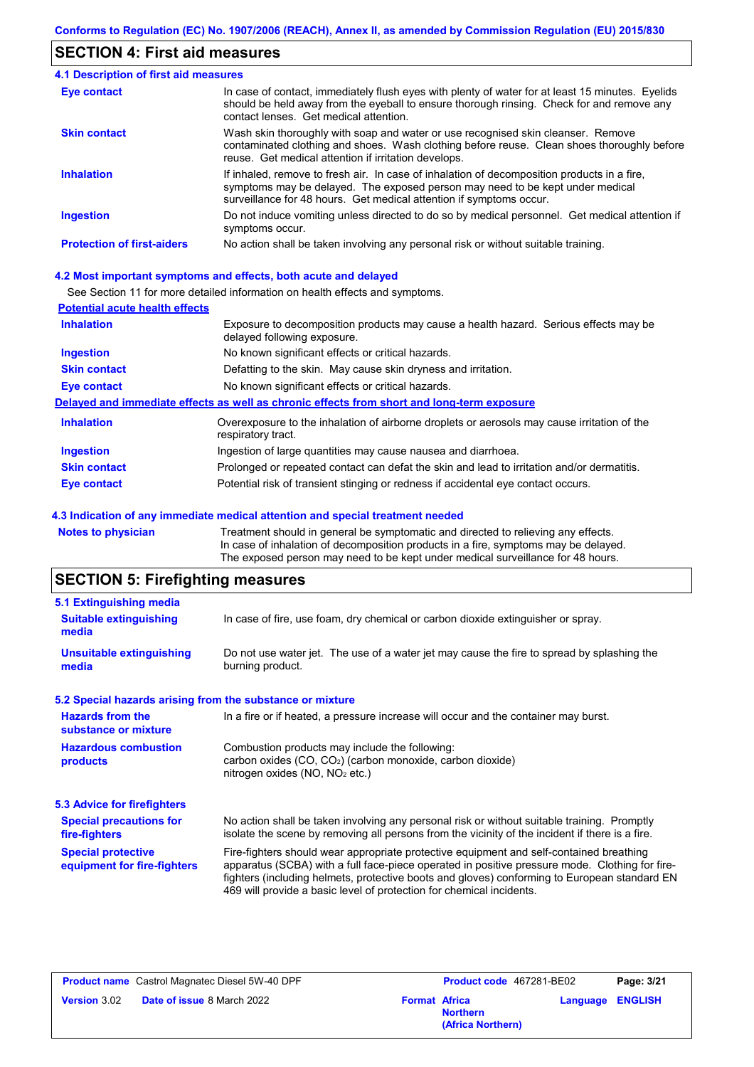## SECTION 4: First aid measures

### 4.1 Description of first aid measures

| | |
|---|---|
| **Eye contact** | In case of contact, immediately flush eyes with plenty of water for at least 15 minutes. Eyelids should be held away from the eyeball to ensure thorough rinsing. Check for and remove any contact lenses. Get medical attention. |
| **Skin contact** | Wash skin thoroughly with soap and water or use recognised skin cleanser. Remove contaminated clothing and shoes. Wash clothing before reuse. Clean shoes thoroughly before reuse. Get medical attention if irritation develops. |
| **Inhalation** | If inhaled, remove to fresh air. In case of inhalation of decomposition products in a fire, symptoms may be delayed. The exposed person may need to be kept under medical surveillance for 48 hours. Get medical attention if symptoms occur. |
| **Ingestion** | Do not induce vomiting unless directed to do so by medical personnel. Get medical attention if symptoms occur. |
| **Protection of first-aiders** | No action shall be taken involving any personal risk or without suitable training. |

### 4.2 Most important symptoms and effects, both acute and delayed

See Section 11 for more detailed information on health effects and symptoms.

**Potential acute health effects**

| | |
|---|---|
| **Inhalation** | Exposure to decomposition products may cause a health hazard. Serious effects may be delayed following exposure. |
| **Ingestion** | No known significant effects or critical hazards. |
| **Skin contact** | Defatting to the skin. May cause skin dryness and irritation. |
| **Eye contact** | No known significant effects or critical hazards. |

**Delayed and immediate effects as well as chronic effects from short and long-term exposure**

| | |
|---|---|
| **Inhalation** | Overexposure to the inhalation of airborne droplets or aerosols may cause irritation of the respiratory tract. |
| **Ingestion** | Ingestion of large quantities may cause nausea and diarrhoea. |
| **Skin contact** | Prolonged or repeated contact can defat the skin and lead to irritation and/or dermatitis. |
| **Eye contact** | Potential risk of transient stinging or redness if accidental eye contact occurs. |

### 4.3 Indication of any immediate medical attention and special treatment needed

| | |
|---|---|
| **Notes to physician** | Treatment should in general be symptomatic and directed to relieving any effects. In case of inhalation of decomposition products in a fire, symptoms may be delayed. The exposed person may need to be kept under medical surveillance for 48 hours. |

## SECTION 5: Firefighting measures

### 5.1 Extinguishing media

| | |
|---|---|
| **Suitable extinguishing media** | In case of fire, use foam, dry chemical or carbon dioxide extinguisher or spray. |
| **Unsuitable extinguishing media** | Do not use water jet. The use of a water jet may cause the fire to spread by splashing the burning product. |

### 5.2 Special hazards arising from the substance or mixture

| | |
|---|---|
| **Hazards from the substance or mixture** | In a fire or if heated, a pressure increase will occur and the container may burst. |
| **Hazardous combustion products** | Combustion products may include the following: carbon oxides (CO, $CO_2$) (carbon monoxide, carbon dioxide) nitrogen oxides (NO, $NO_2$ etc.) |

### 5.3 Advice for firefighters

| | |
|---|---|
| **Special precautions for fire-fighters** | No action shall be taken involving any personal risk or without suitable training. Promptly isolate the scene by removing all persons from the vicinity of the incident if there is a fire. |
| **Special protective equipment for fire-fighters** | Fire-fighters should wear appropriate protective equipment and self-contained breathing apparatus (SCBA) with a full face-piece operated in positive pressure mode. Clothing for fire-fighters (including helmets, protective boots and gloves) conforming to European standard EN 469 will provide a basic level of protection for chemical incidents. |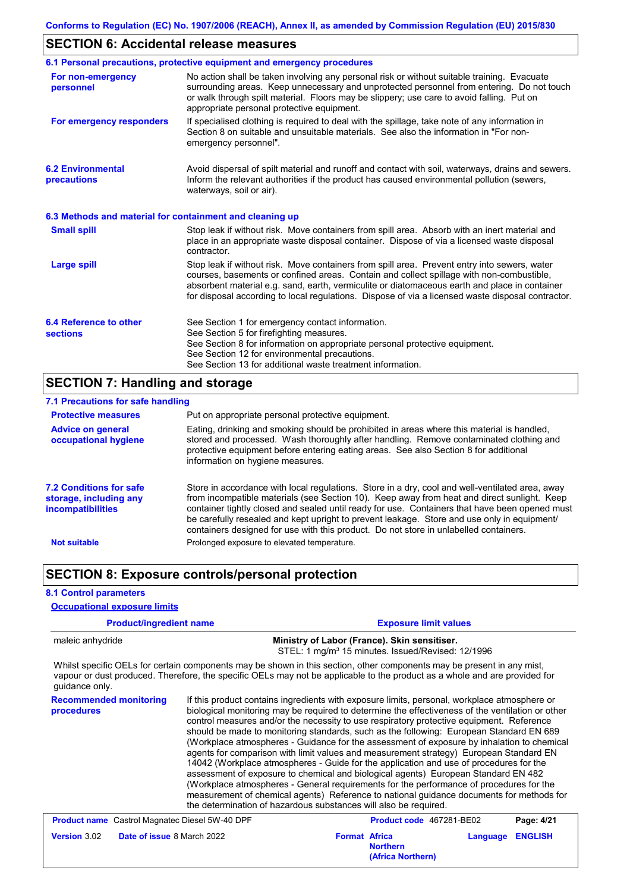Conforms to Regulation (EC) No. 1907/2006 (REACH), Annex II, as amended by Commission Regulation (EU) 2015/830

## SECTION 6: Accidental release measures

### 6.1 Personal precautions, protective equipment and emergency procedures

**For non-emergency personnel**

No action shall be taken involving any personal risk or without suitable training. Evacuate surrounding areas. Keep unnecessary and unprotected personnel from entering. Do not touch or walk through spilt material. Floors may be slippery; use care to avoid falling. Put on appropriate personal protective equipment.

**For emergency responders**

If specialised clothing is required to deal with the spillage, take note of any information in Section 8 on suitable and unsuitable materials. See also the information in "For non-emergency personnel".

### 6.2 Environmental precautions

Avoid dispersal of spilt material and runoff and contact with soil, waterways, drains and sewers. Inform the relevant authorities if the product has caused environmental pollution (sewers, waterways, soil or air).

### 6.3 Methods and material for containment and cleaning up

**Small spill**

Stop leak if without risk. Move containers from spill area. Absorb with an inert material and place in an appropriate waste disposal container. Dispose of via a licensed waste disposal contractor.

**Large spill**

Stop leak if without risk. Move containers from spill area. Prevent entry into sewers, water courses, basements or confined areas. Contain and collect spillage with non-combustible, absorbent material e.g. sand, earth, vermiculite or diatomaceous earth and place in container for disposal according to local regulations. Dispose of via a licensed waste disposal contractor.

### 6.4 Reference to other sections

See Section 1 for emergency contact information.
See Section 5 for firefighting measures.
See Section 8 for information on appropriate personal protective equipment.
See Section 12 for environmental precautions.
See Section 13 for additional waste treatment information.

## SECTION 7: Handling and storage

### 7.1 Precautions for safe handling

**Protective measures**

Put on appropriate personal protective equipment.

**Advice on general occupational hygiene**

Eating, drinking and smoking should be prohibited in areas where this material is handled, stored and processed. Wash thoroughly after handling. Remove contaminated clothing and protective equipment before entering eating areas. See also Section 8 for additional information on hygiene measures.

### 7.2 Conditions for safe storage, including any incompatibilities

Store in accordance with local regulations. Store in a dry, cool and well-ventilated area, away from incompatible materials (see Section 10). Keep away from heat and direct sunlight. Keep container tightly closed and sealed until ready for use. Containers that have been opened must be carefully resealed and kept upright to prevent leakage. Store and use only in equipment/ containers designed for use with this product. Do not store in unlabelled containers.

**Not suitable**

Prolonged exposure to elevated temperature.

## SECTION 8: Exposure controls/personal protection

### 8.1 Control parameters

**Occupational exposure limits**

| Product/ingredient name | Exposure limit values |
|---|---|
| maleic anhydride | **Ministry of Labor (France). Skin sensitiser.** STEL: 1 mg/m³ 15 minutes. Issued/Revised: 12/1996 |

Whilst specific OELs for certain components may be shown in this section, other components may be present in any mist, vapour or dust produced. Therefore, the specific OELs may not be applicable to the product as a whole and are provided for guidance only.

**Recommended monitoring procedures**

If this product contains ingredients with exposure limits, personal, workplace atmosphere or biological monitoring may be required to determine the effectiveness of the ventilation or other control measures and/or the necessity to use respiratory protective equipment. Reference should be made to monitoring standards, such as the following: European Standard EN 689 (Workplace atmospheres - Guidance for the assessment of exposure by inhalation to chemical agents for comparison with limit values and measurement strategy) European Standard EN 14042 (Workplace atmospheres - Guide for the application and use of procedures for the assessment of exposure to chemical and biological agents) European Standard EN 482 (Workplace atmospheres - General requirements for the performance of procedures for the measurement of chemical agents) Reference to national guidance documents for methods for the determination of hazardous substances will also be required.

| **Product name** Castrol Magnatec Diesel 5W-40 DPF | **Product code** 467281-BE02 | |
|---|---|---|
| **Version** 3.02 **Date of issue** 8 March 2022 | **Format** Africa Northern (Africa Northern) | **Language** ENGLISH |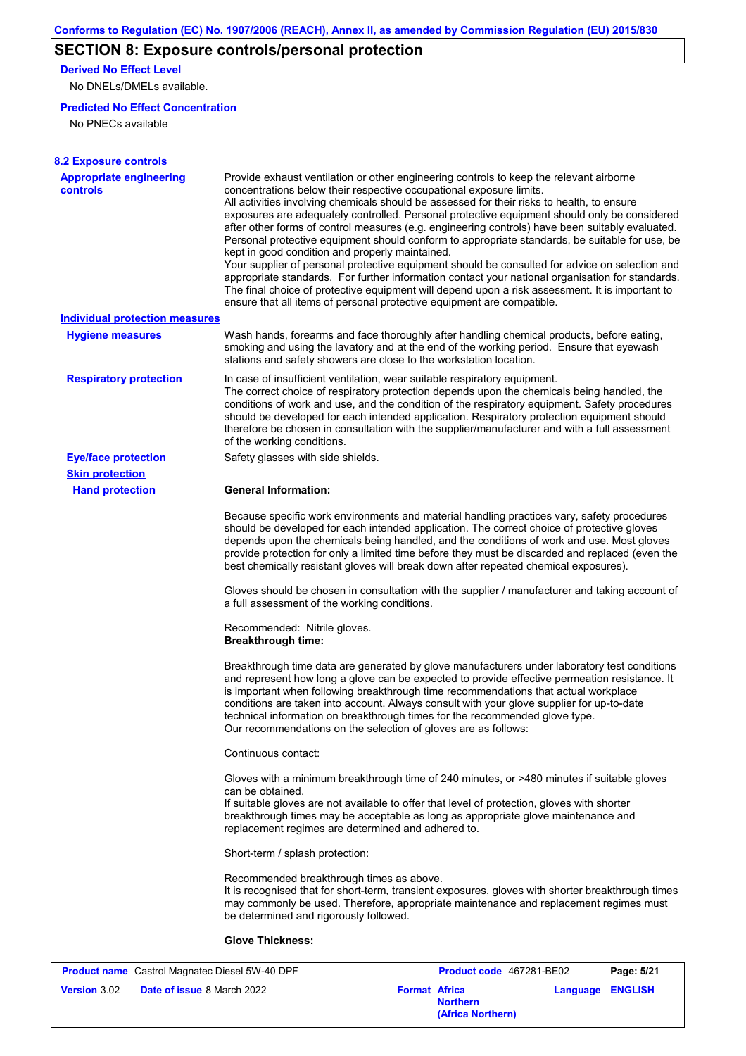## SECTION 8: Exposure controls/personal protection

**Derived No Effect Level**

No DNELs/DMELs available.

**Predicted No Effect Concentration**

No PNECs available

### 8.2 Exposure controls

**Appropriate engineering controls**

Provide exhaust ventilation or other engineering controls to keep the relevant airborne concentrations below their respective occupational exposure limits.
All activities involving chemicals should be assessed for their risks to health, to ensure exposures are adequately controlled. Personal protective equipment should only be considered after other forms of control measures (e.g. engineering controls) have been suitably evaluated. Personal protective equipment should conform to appropriate standards, be suitable for use, be kept in good condition and properly maintained.
Your supplier of personal protective equipment should be consulted for advice on selection and appropriate standards. For further information contact your national organisation for standards. The final choice of protective equipment will depend upon a risk assessment. It is important to ensure that all items of personal protective equipment are compatible.

**Individual protection measures**

**Hygiene measures**

Wash hands, forearms and face thoroughly after handling chemical products, before eating, smoking and using the lavatory and at the end of the working period. Ensure that eyewash stations and safety showers are close to the workstation location.

**Respiratory protection**

In case of insufficient ventilation, wear suitable respiratory equipment.
The correct choice of respiratory protection depends upon the chemicals being handled, the conditions of work and use, and the condition of the respiratory equipment. Safety procedures should be developed for each intended application. Respiratory protection equipment should therefore be chosen in consultation with the supplier/manufacturer and with a full assessment of the working conditions.

**Eye/face protection**

Safety glasses with side shields.

**Skin protection**

**Hand protection**

**General Information:**

Because specific work environments and material handling practices vary, safety procedures should be developed for each intended application. The correct choice of protective gloves depends upon the chemicals being handled, and the conditions of work and use. Most gloves provide protection for only a limited time before they must be discarded and replaced (even the best chemically resistant gloves will break down after repeated chemical exposures).

Gloves should be chosen in consultation with the supplier / manufacturer and taking account of a full assessment of the working conditions.

Recommended: Nitrile gloves.

**Breakthrough time:**

Breakthrough time data are generated by glove manufacturers under laboratory test conditions and represent how long a glove can be expected to provide effective permeation resistance. It is important when following breakthrough time recommendations that actual workplace conditions are taken into account. Always consult with your glove supplier for up-to-date technical information on breakthrough times for the recommended glove type.
Our recommendations on the selection of gloves are as follows:

Continuous contact:

Gloves with a minimum breakthrough time of 240 minutes, or >480 minutes if suitable gloves can be obtained.
If suitable gloves are not available to offer that level of protection, gloves with shorter breakthrough times may be acceptable as long as appropriate glove maintenance and replacement regimes are determined and adhered to.

Short-term / splash protection:

Recommended breakthrough times as above.
It is recognised that for short-term, transient exposures, gloves with shorter breakthrough times may commonly be used. Therefore, appropriate maintenance and replacement regimes must be determined and rigorously followed.

**Glove Thickness:**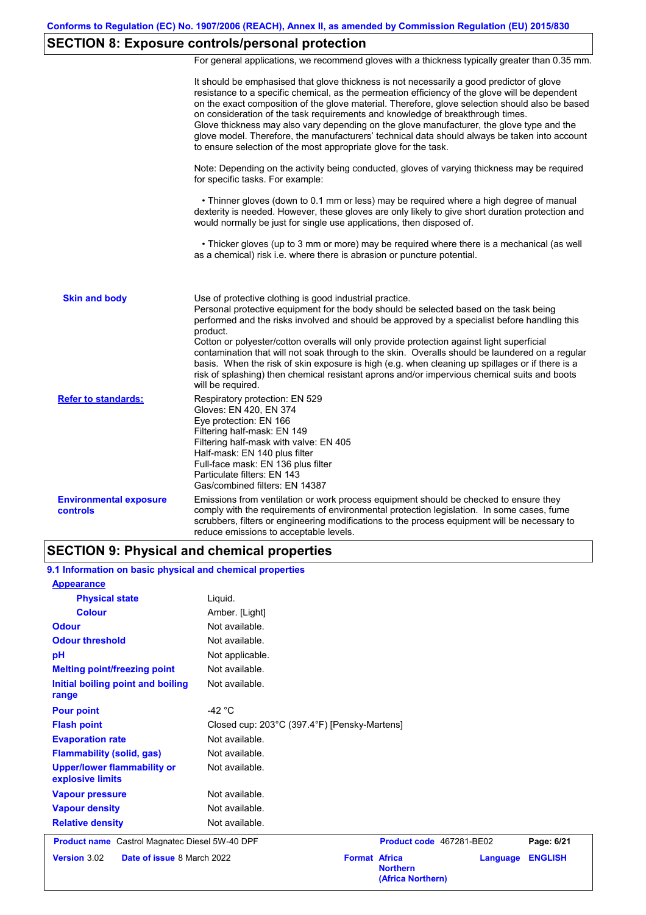## SECTION 8: Exposure controls/personal protection

For general applications, we recommend gloves with a thickness typically greater than 0.35 mm.

It should be emphasised that glove thickness is not necessarily a good predictor of glove resistance to a specific chemical, as the permeation efficiency of the glove will be dependent on the exact composition of the glove material. Therefore, glove selection should also be based on consideration of the task requirements and knowledge of breakthrough times.
Glove thickness may also vary depending on the glove manufacturer, the glove type and the glove model. Therefore, the manufacturers' technical data should always be taken into account to ensure selection of the most appropriate glove for the task.

Note: Depending on the activity being conducted, gloves of varying thickness may be required for specific tasks. For example:

• Thinner gloves (down to 0.1 mm or less) may be required where a high degree of manual dexterity is needed. However, these gloves are only likely to give short duration protection and would normally be just for single use applications, then disposed of.

• Thicker gloves (up to 3 mm or more) may be required where there is a mechanical (as well as a chemical) risk i.e. where there is abrasion or puncture potential.

**Skin and body**

Use of protective clothing is good industrial practice.
Personal protective equipment for the body should be selected based on the task being performed and the risks involved and should be approved by a specialist before handling this product.
Cotton or polyester/cotton overalls will only provide protection against light superficial contamination that will not soak through to the skin. Overalls should be laundered on a regular basis. When the risk of skin exposure is high (e.g. when cleaning up spillages or if there is a risk of splashing) then chemical resistant aprons and/or impervious chemical suits and boots will be required.

**Refer to standards:**

Respiratory protection: EN 529
Gloves: EN 420, EN 374
Eye protection: EN 166
Filtering half-mask: EN 149
Filtering half-mask with valve: EN 405
Half-mask: EN 140 plus filter
Full-face mask: EN 136 plus filter
Particulate filters: EN 143
Gas/combined filters: EN 14387

**Environmental exposure controls**

Emissions from ventilation or work process equipment should be checked to ensure they comply with the requirements of environmental protection legislation. In some cases, fume scrubbers, filters or engineering modifications to the process equipment will be necessary to reduce emissions to acceptable levels.

## SECTION 9: Physical and chemical properties

### 9.1 Information on basic physical and chemical properties

**Appearance**

| Property | Value |
|---|---|
| Physical state | Liquid. |
| Colour | Amber. [Light] |
| Odour | Not available. |
| Odour threshold | Not available. |
| pH | Not applicable. |
| Melting point/freezing point | Not available. |
| Initial boiling point and boiling range | Not available. |
| Pour point | -42 °C |
| Flash point | Closed cup: 203°C (397.4°F) [Pensky-Martens] |
| Evaporation rate | Not available. |
| Flammability (solid, gas) | Not available. |
| Upper/lower flammability or explosive limits | Not available. |
| Vapour pressure | Not available. |
| Vapour density | Not available. |
| Relative density | Not available. |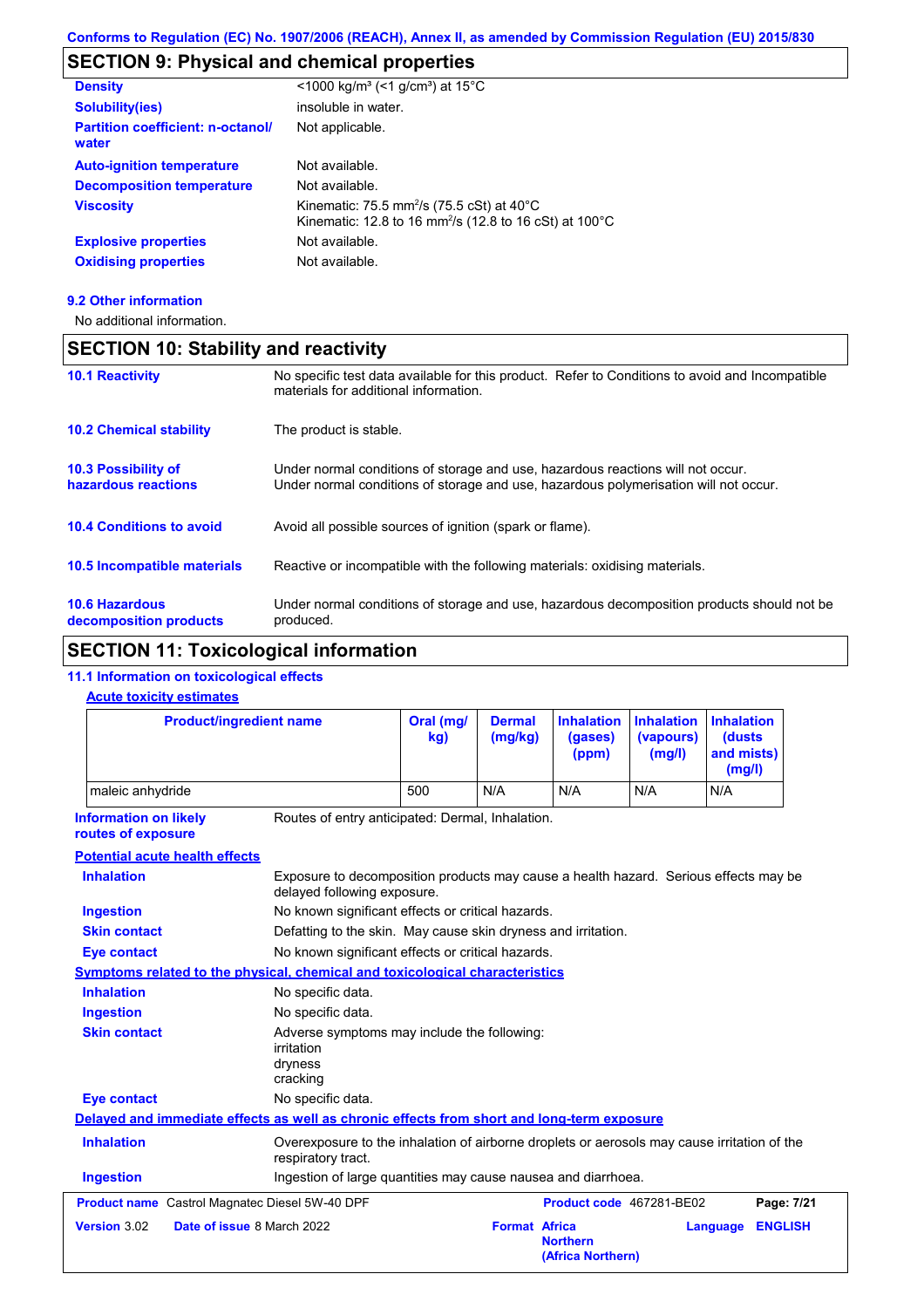## SECTION 9: Physical and chemical properties

| | |
|---|---|
| **Density** | <1000 kg/m³ (<1 g/cm³) at 15°C |
| **Solubility(ies)** | insoluble in water. |
| **Partition coefficient: n-octanol/ water** | Not applicable. |
| **Auto-ignition temperature** | Not available. |
| **Decomposition temperature** | Not available. |
| **Viscosity** | Kinematic: 75.5 mm²/s (75.5 cSt) at 40°C<br>Kinematic: 12.8 to 16 mm²/s (12.8 to 16 cSt) at 100°C |
| **Explosive properties** | Not available. |
| **Oxidising properties** | Not available. |

### 9.2 Other information

No additional information.

## SECTION 10: Stability and reactivity

| | |
|---|---|
| **10.1 Reactivity** | No specific test data available for this product. Refer to Conditions to avoid and Incompatible materials for additional information. |
| **10.2 Chemical stability** | The product is stable. |
| **10.3 Possibility of hazardous reactions** | Under normal conditions of storage and use, hazardous reactions will not occur.<br>Under normal conditions of storage and use, hazardous polymerisation will not occur. |
| **10.4 Conditions to avoid** | Avoid all possible sources of ignition (spark or flame). |
| **10.5 Incompatible materials** | Reactive or incompatible with the following materials: oxidising materials. |
| **10.6 Hazardous decomposition products** | Under normal conditions of storage and use, hazardous decomposition products should not be produced. |

## SECTION 11: Toxicological information

### 11.1 Information on toxicological effects

**Acute toxicity estimates**

| Product/ingredient name | Oral (mg/kg) | Dermal (mg/kg) | Inhalation (gases) (ppm) | Inhalation (vapours) (mg/l) | Inhalation (dusts and mists) (mg/l) |
|---|---|---|---|---|---|
| maleic anhydride | 500 | N/A | N/A | N/A | N/A |

| | |
|---|---|
| **Information on likely routes of exposure** | Routes of entry anticipated: Dermal, Inhalation. |

**Potential acute health effects**

| | |
|---|---|
| **Inhalation** | Exposure to decomposition products may cause a health hazard. Serious effects may be delayed following exposure. |
| **Ingestion** | No known significant effects or critical hazards. |
| **Skin contact** | Defatting to the skin. May cause skin dryness and irritation. |
| **Eye contact** | No known significant effects or critical hazards. |

**Symptoms related to the physical, chemical and toxicological characteristics**

| | |
|---|---|
| **Inhalation** | No specific data. |
| **Ingestion** | No specific data. |
| **Skin contact** | Adverse symptoms may include the following:<br>irritation<br>dryness<br>cracking |
| **Eye contact** | No specific data. |

**Delayed and immediate effects as well as chronic effects from short and long-term exposure**

| | |
|---|---|
| **Inhalation** | Overexposure to the inhalation of airborne droplets or aerosols may cause irritation of the respiratory tract. |
| **Ingestion** | Ingestion of large quantities may cause nausea and diarrhoea. |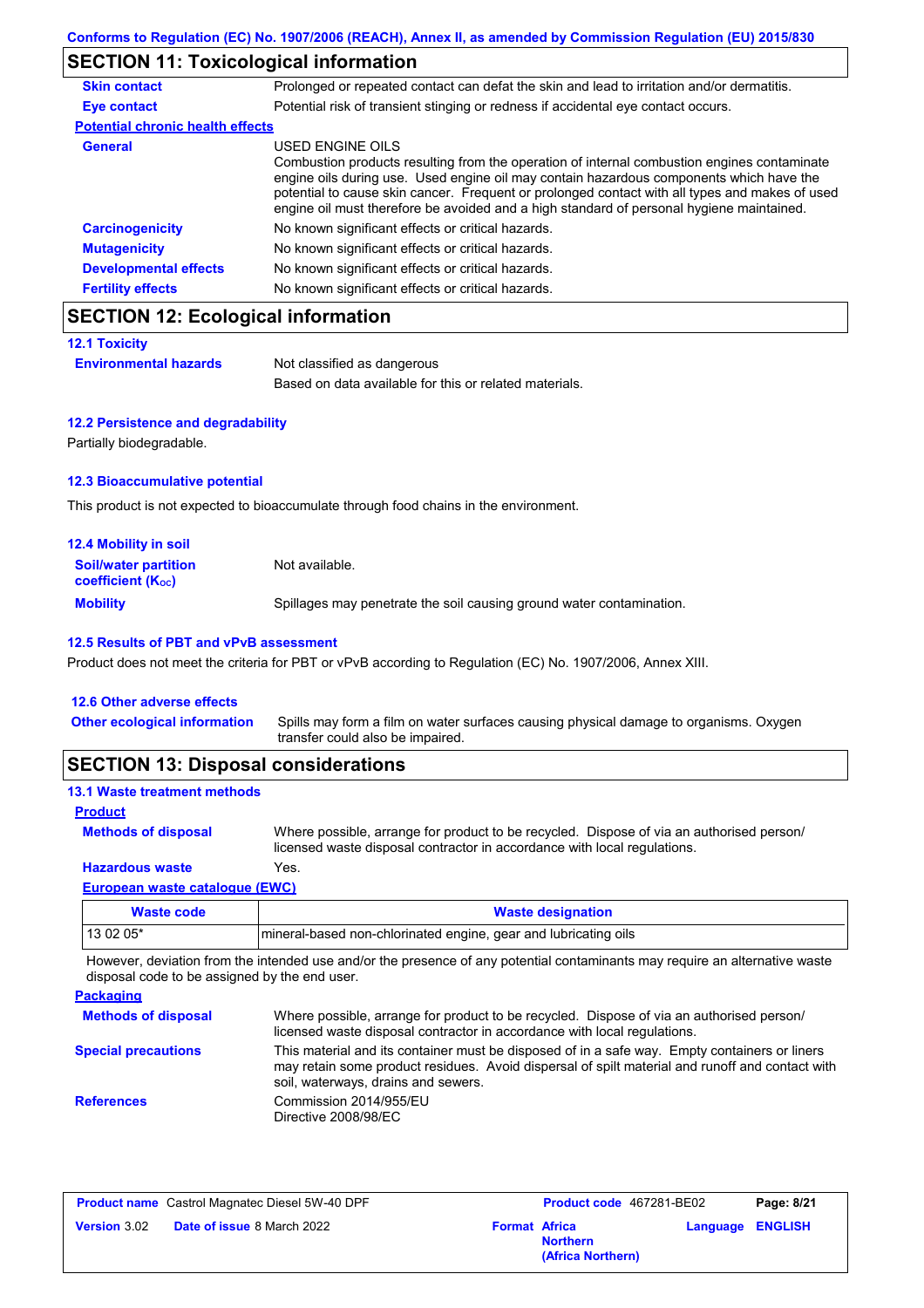## SECTION 11: Toxicological information

| | |
|---|---|
| **Skin contact** | Prolonged or repeated contact can defat the skin and lead to irritation and/or dermatitis. |
| **Eye contact** | Potential risk of transient stinging or redness if accidental eye contact occurs. |

**Potential chronic health effects**

| | |
|---|---|
| **General** | USED ENGINE OILS<br>Combustion products resulting from the operation of internal combustion engines contaminate engine oils during use. Used engine oil may contain hazardous components which have the potential to cause skin cancer. Frequent or prolonged contact with all types and makes of used engine oil must therefore be avoided and a high standard of personal hygiene maintained. |
| **Carcinogenicity** | No known significant effects or critical hazards. |
| **Mutagenicity** | No known significant effects or critical hazards. |
| **Developmental effects** | No known significant effects or critical hazards. |
| **Fertility effects** | No known significant effects or critical hazards. |

## SECTION 12: Ecological information

### 12.1 Toxicity

| | |
|---|---|
| **Environmental hazards** | Not classified as dangerous<br>Based on data available for this or related materials. |

### 12.2 Persistence and degradability

Partially biodegradable.

### 12.3 Bioaccumulative potential

This product is not expected to bioaccumulate through food chains in the environment.

### 12.4 Mobility in soil

| | |
|---|---|
| **Soil/water partition coefficient ($K_{OC}$)** | Not available. |
| **Mobility** | Spillages may penetrate the soil causing ground water contamination. |

### 12.5 Results of PBT and vPvB assessment

Product does not meet the criteria for PBT or vPvB according to Regulation (EC) No. 1907/2006, Annex XIII.

### 12.6 Other adverse effects

| | |
|---|---|
| **Other ecological information** | Spills may form a film on water surfaces causing physical damage to organisms. Oxygen transfer could also be impaired. |

## SECTION 13: Disposal considerations

### 13.1 Waste treatment methods

**Product**

| | |
|---|---|
| **Methods of disposal** | Where possible, arrange for product to be recycled. Dispose of via an authorised person/ licensed waste disposal contractor in accordance with local regulations. |
| **Hazardous waste** | Yes. |

**European waste catalogue (EWC)**

| Waste code | Waste designation |
|---|---|
| 13 02 05* | mineral-based non-chlorinated engine, gear and lubricating oils |

However, deviation from the intended use and/or the presence of any potential contaminants may require an alternative waste disposal code to be assigned by the end user.

**Packaging**

| | |
|---|---|
| **Methods of disposal** | Where possible, arrange for product to be recycled. Dispose of via an authorised person/ licensed waste disposal contractor in accordance with local regulations. |
| **Special precautions** | This material and its container must be disposed of in a safe way. Empty containers or liners may retain some product residues. Avoid dispersal of spilt material and runoff and contact with soil, waterways, drains and sewers. |
| **References** | Commission 2014/955/EU<br>Directive 2008/98/EC |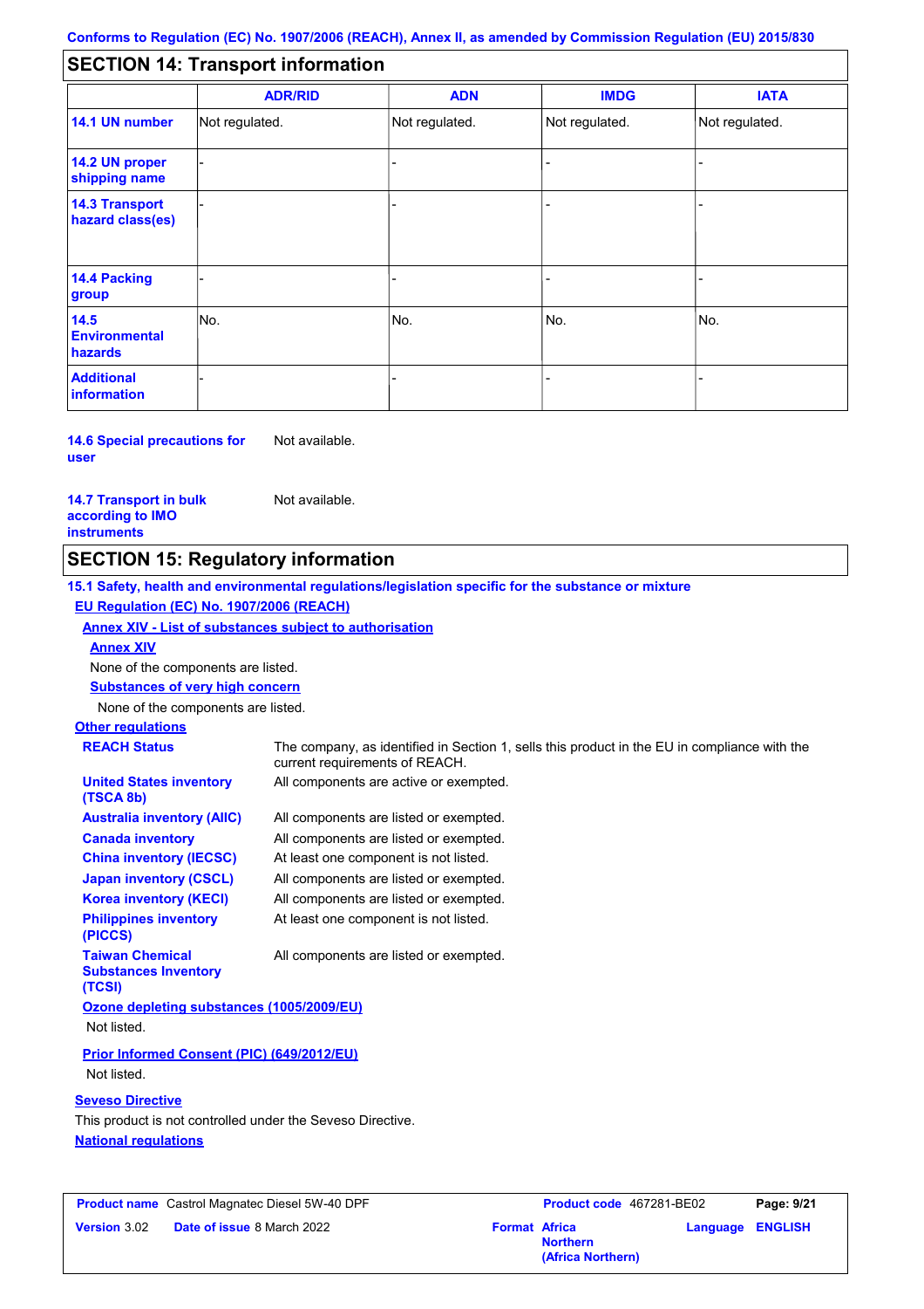## SECTION 14: Transport information

| | ADR/RID | ADN | IMDG | IATA |
|---|---|---|---|---|
| **14.1 UN number** | Not regulated. | Not regulated. | Not regulated. | Not regulated. |
| **14.2 UN proper shipping name** | - | - | - | - |
| **14.3 Transport hazard class(es)** | - | - | - | - |
| **14.4 Packing group** | - | - | - | - |
| **14.5 Environmental hazards** | No. | No. | No. | No. |
| **Additional information** | - | - | - | - |

**14.6 Special precautions for user** Not available.

**14.7 Transport in bulk according to IMO instruments** Not available.

## SECTION 15: Regulatory information

**15.1 Safety, health and environmental regulations/legislation specific for the substance or mixture**

**EU Regulation (EC) No. 1907/2006 (REACH)**

**Annex XIV - List of substances subject to authorisation**

**Annex XIV**

None of the components are listed.

**Substances of very high concern**

None of the components are listed.

**Other regulations**

**REACH Status** The company, as identified in Section 1, sells this product in the EU in compliance with the current requirements of REACH.

**United States inventory (TSCA 8b)** All components are active or exempted.

**Australia inventory (AIIC)** All components are listed or exempted.

**Canada inventory** All components are listed or exempted.

**China inventory (IECSC)** At least one component is not listed.

**Japan inventory (CSCL)** All components are listed or exempted.

**Korea inventory (KECI)** All components are listed or exempted.

**Philippines inventory (PICCS)** At least one component is not listed.

**Taiwan Chemical Substances Inventory (TCSI)** All components are listed or exempted.

**Ozone depleting substances (1005/2009/EU)**

Not listed.

**Prior Informed Consent (PIC) (649/2012/EU)**

Not listed.

**Seveso Directive**

This product is not controlled under the Seveso Directive.

**National regulations**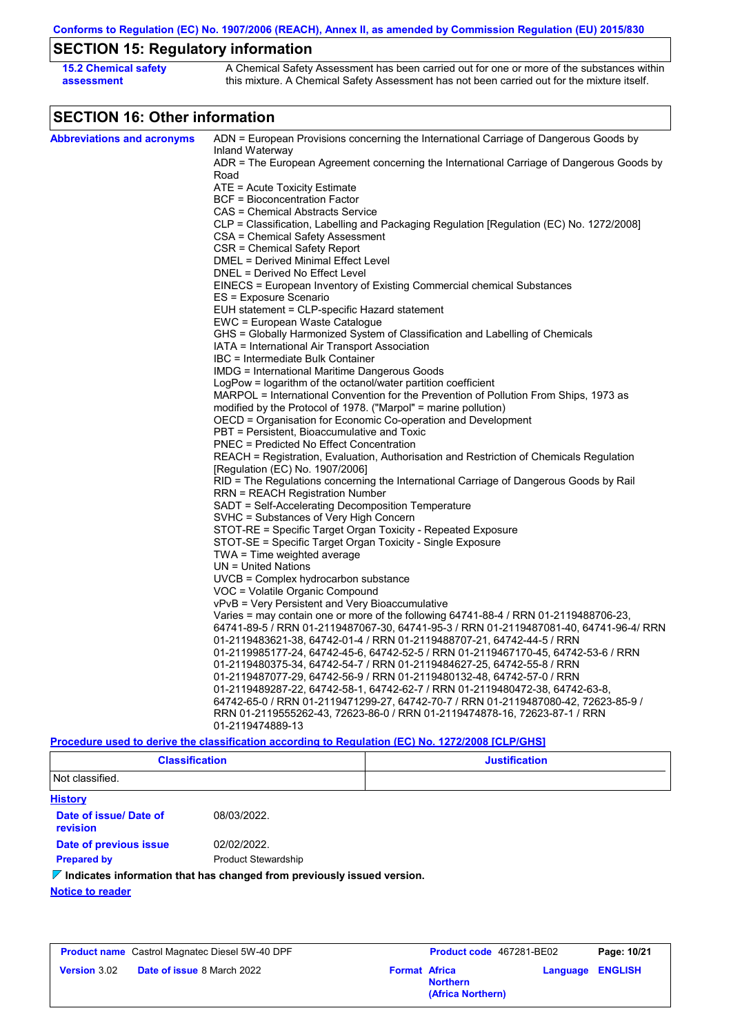## SECTION 15: Regulatory information

**15.2 Chemical safety assessment**

A Chemical Safety Assessment has been carried out for one or more of the substances within this mixture. A Chemical Safety Assessment has not been carried out for the mixture itself.

## SECTION 16: Other information

**Abbreviations and acronyms**

ADN = European Provisions concerning the International Carriage of Dangerous Goods by Inland Waterway
ADR = The European Agreement concerning the International Carriage of Dangerous Goods by Road
ATE = Acute Toxicity Estimate
BCF = Bioconcentration Factor
CAS = Chemical Abstracts Service
CLP = Classification, Labelling and Packaging Regulation [Regulation (EC) No. 1272/2008]
CSA = Chemical Safety Assessment
CSR = Chemical Safety Report
DMEL = Derived Minimal Effect Level
DNEL = Derived No Effect Level
EINECS = European Inventory of Existing Commercial chemical Substances
ES = Exposure Scenario
EUH statement = CLP-specific Hazard statement
EWC = European Waste Catalogue
GHS = Globally Harmonized System of Classification and Labelling of Chemicals
IATA = International Air Transport Association
IBC = Intermediate Bulk Container
IMDG = International Maritime Dangerous Goods
LogPow = logarithm of the octanol/water partition coefficient
MARPOL = International Convention for the Prevention of Pollution From Ships, 1973 as modified by the Protocol of 1978. ("Marpol" = marine pollution)
OECD = Organisation for Economic Co-operation and Development
PBT = Persistent, Bioaccumulative and Toxic
PNEC = Predicted No Effect Concentration
REACH = Registration, Evaluation, Authorisation and Restriction of Chemicals Regulation [Regulation (EC) No. 1907/2006]
RID = The Regulations concerning the International Carriage of Dangerous Goods by Rail
RRN = REACH Registration Number
SADT = Self-Accelerating Decomposition Temperature
SVHC = Substances of Very High Concern
STOT-RE = Specific Target Organ Toxicity - Repeated Exposure
STOT-SE = Specific Target Organ Toxicity - Single Exposure
TWA = Time weighted average
UN = United Nations
UVCB = Complex hydrocarbon substance
VOC = Volatile Organic Compound
vPvB = Very Persistent and Very Bioaccumulative
Varies = may contain one or more of the following 64741-88-4 / RRN 01-2119488706-23, 64741-89-5 / RRN 01-2119487067-30, 64741-95-3 / RRN 01-2119487081-40, 64741-96-4/ RRN 01-2119483621-38, 64742-01-4 / RRN 01-2119488707-21, 64742-44-5 / RRN 01-2119985177-24, 64742-45-6, 64742-52-5 / RRN 01-2119467170-45, 64742-53-6 / RRN 01-2119480375-34, 64742-54-7 / RRN 01-2119484627-25, 64742-55-8 / RRN 01-2119487077-29, 64742-56-9 / RRN 01-2119480132-48, 64742-57-0 / RRN 01-2119489287-22, 64742-58-1, 64742-62-7 / RRN 01-2119480472-38, 64742-63-8, 64742-65-0 / RRN 01-2119471299-27, 64742-70-7 / RRN 01-2119487080-42, 72623-85-9 / RRN 01-2119555262-43, 72623-86-0 / RRN 01-2119474878-16, 72623-87-1 / RRN 01-2119474889-13

**Procedure used to derive the classification according to Regulation (EC) No. 1272/2008 [CLP/GHS]**

| Classification | Justification |
|---|---|
| Not classified. | |

**History**

**Date of issue/ Date of revision** 08/03/2022.

**Date of previous issue** 02/02/2022.

**Prepared by** Product Stewardship

**Indicates information that has changed from previously issued version.**

**Notice to reader**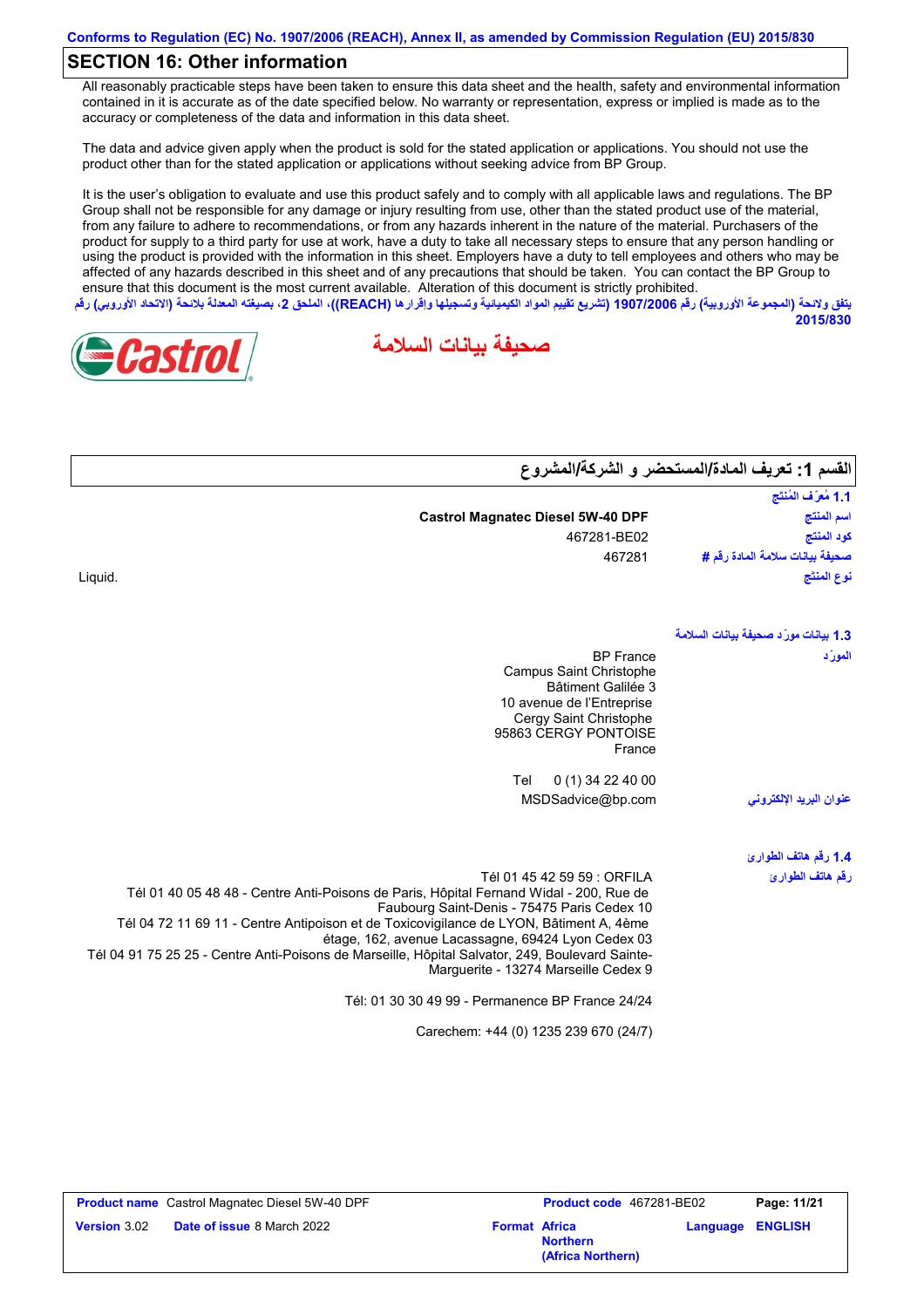Conforms to Regulation (EC) No. 1907/2006 (REACH), Annex II, as amended by Commission Regulation (EU) 2015/830

## SECTION 16: Other information

All reasonably practicable steps have been taken to ensure this data sheet and the health, safety and environmental information contained in it is accurate as of the date specified below. No warranty or representation, express or implied is made as to the accuracy or completeness of the data and information in this data sheet.

The data and advice given apply when the product is sold for the stated application or applications. You should not use the product other than for the stated application or applications without seeking advice from BP Group.

It is the user's obligation to evaluate and use this product safely and to comply with all applicable laws and regulations. The BP Group shall not be responsible for any damage or injury resulting from use, other than the stated product use of the material, from any failure to adhere to recommendations, or from any hazards inherent in the nature of the material. Purchasers of the product for supply to a third party for use at work, have a duty to take all necessary steps to ensure that any person handling or using the product is provided with the information in this sheet. Employers have a duty to tell employees and others who may be affected of any hazards described in this sheet and of any precautions that should be taken. You can contact the BP Group to ensure that this document is the most current available. Alteration of this document is strictly prohibited.

يتفق ولائحة (المجموعة الأوروبية) رقم 1907/2006 (تشريع تقييم المواد الكيميائية وتسجيلها وإقرارها (REACH))، الملحق 2، بصيغته المعدلة بلائحة (الاتحاد الأوروبي) رقم 2015/830

Castrol

# صحيفة بيانات السلامة

## القسم 1: تعريف المادة/المستحضر و الشركة/المشروع

### 1.1 مُعرِّف المُنتَج

| | |
|---|---|
| اسم المنتج | **Castrol Magnatec Diesel 5W-40 DPF** |
| كود المنتج | 467281-BE02 |
| صحيفة بيانات سلامة المادة رقم # | 467281 |
| نوع المنتج | Liquid. |

### 1.3 بيانات مورّد صحيفة بيانات السلامة

المورّد

BP France
Campus Saint Christophe
Bâtiment Galilée 3
10 avenue de l'Entreprise
Cergy Saint Christophe
95863 CERGY PONTOISE
France

Tel 0 (1) 34 22 40 00

عنوان البريد الإلكتروني: MSDSadvice@bp.com

### 1.4 رقم هاتف الطوارئ

رقم هاتف الطوارئ

Tél 01 45 42 59 59 : ORFILA
Tél 01 40 05 48 48 - Centre Anti-Poisons de Paris, Hôpital Fernand Widal - 200, Rue de Faubourg Saint-Denis - 75475 Paris Cedex 10
Tél 04 72 11 69 11 - Centre Antipoison et de Toxicovigilance de LYON, Bâtiment A, 4ème étage, 162, avenue Lacassagne, 69424 Lyon Cedex 03
Tél 04 91 75 25 25 - Centre Anti-Poisons de Marseille, Hôpital Salvator, 249, Boulevard Sainte-Marguerite - 13274 Marseille Cedex 9

Tél: 01 30 30 49 99 - Permanence BP France 24/24

Carechem: +44 (0) 1235 239 670 (24/7)

| Product name | Castrol Magnatec Diesel 5W-40 DPF | Product code | 467281-BE02 | |
|---|---|---|---|---|
| Version 3.02 | Date of issue 8 March 2022 | Format Africa Northern (Africa Northern) | Language | ENGLISH |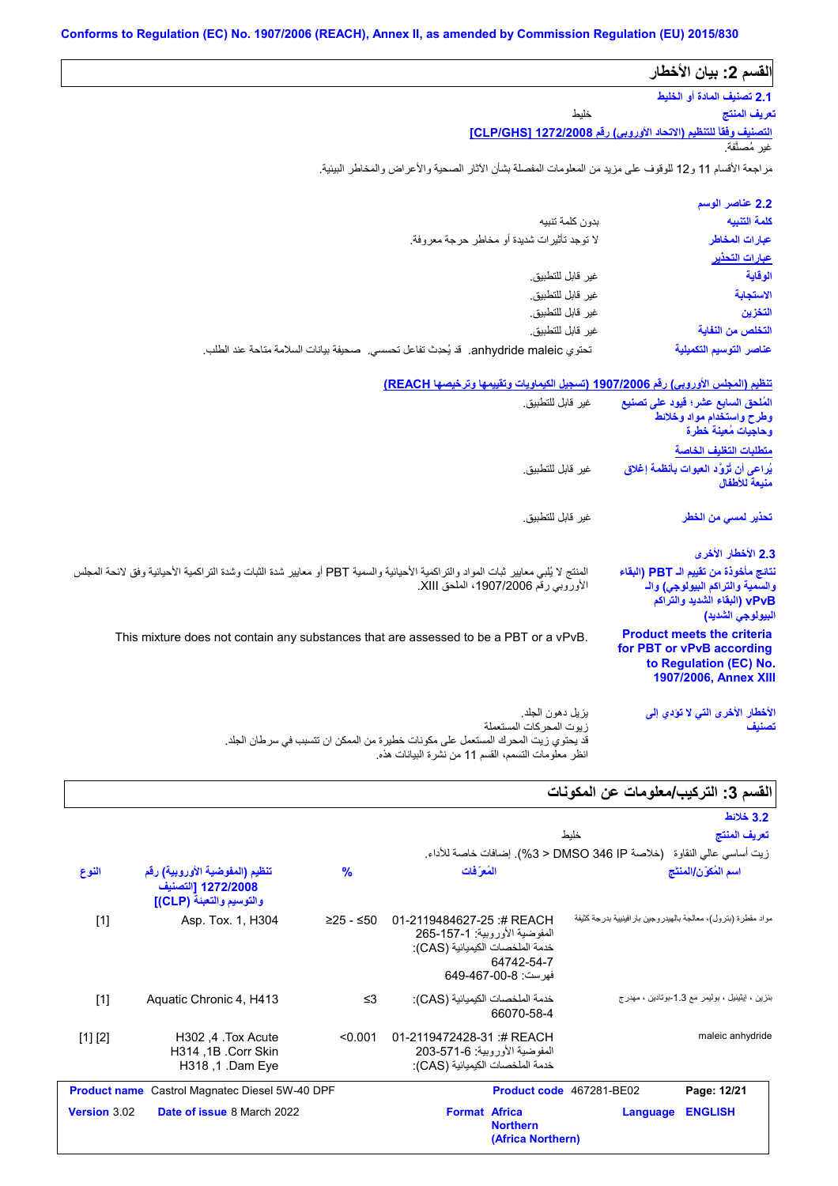Conforms to Regulation (EC) No. 1907/2006 (REACH), Annex II, as amended by Commission Regulation (EU) 2015/830

## القسم 2: بيان الأخطار

### 2.1 تصنيف المادة أو الخليط

**تعريف المنتج** خليط

**التصنيف وفقاً للتنظيم (الاتحاد الأوروبي) رقم 1272/2008 [CLP/GHS]**

غير مُصنّفة.

مراجعة الأقسام 11 و12 للوقوف على مزيد من المعلومات المفصلة بشأن الآثار الصحية والأعراض والمخاطر البيئية.

### 2.2 عناصر الوسم

**كلمة التنبيه** بدون كلمة تنبيه

**عبارات المخاطر** لا توجد تأثيرات شديدة أو مخاطر حرجة معروفة.

**عبارات التحذير**

**الوقاية** غير قابل للتطبيق.

**الاستجابة** غير قابل للتطبيق.

**التخزين** غير قابل للتطبيق.

**التخلص من النفاية** غير قابل للتطبيق.

**عناصر التوسيم التكميلية** تحتوي maleic anhydride. قد يُحدِث تفاعل تحسسي. صحيفة بيانات السلامة متاحة عند الطلب.

**تنظيم (المجلس الأوروبي) رقم 1907/2006 (تسجيل الكيماويات وتقييمها وترخيصها REACH)**

**المُلحق السابع عشر؛ قيود على تصنيع وطرح واستخدام مواد وخلائط وحاجيات مُعينة خطرة** غير قابل للتطبيق.

**متطلبات التغليف الخاصة**

**يُراعى أن تزوَّد العبوات بأنظمة إغلاق منيعة للأطفال** غير قابل للتطبيق.

**تحذير لمسي من الخطر** غير قابل للتطبيق.

### 2.3 الأخطار الأخرى

**نتائج مأخوذة من تقييم الـ PBT (البقاء والسمية والتراكم البيولوجي) والـ vPvB (البقاء الشديد والتراكم البيولوجي الشديد)** المنتج لا يُلبي معايير ثبات المواد والتراكمية الأحيائية والسمية PBT أو معايير شدة الثبات وشدة التراكمية الأحيائية وفق لائحة المجلس الأوروبي رقم 1907/2006، الملحق XIII.

**Product meets the criteria for PBT or vPvB according to Regulation (EC) No. 1907/2006, Annex XIII** This mixture does not contain any substances that are assessed to be a PBT or a vPvB.

**الأخطار الأخرى التي لا تؤدي إلى تصنيف** يزيل دهون الجلد.
زيوت المحركات المستعملة
قد يحتوي زيت المحرك المستعمل على مكونات خطيرة من الممكن ان تتسبب في سرطان الجلد.
انظر معلومات التسمم، القسم 11 من نشرة البيانات هذه.

## القسم 3: التركيب/معلومات عن المكونات

### 3.2 خلائط

**تعريف المنتج** خليط

زيت أساسي عالي النقاوة (خلاصة DMSO 346 IP < 3%). إضافات خاصة للأداء.

| اسم المكوّن/المنتج | المُعرّفات | % | تنظيم (المفوضية الأوروبية) رقم 1272/2008 [التصنيف والتوسيم والتعبئة (CLP)] | النوع |
|---|---|---|---|---|
| مواد مقطرة (بترول)، معالجة بالهيدروجين بارافينية بدرجة كثيفة | REACH #: 01-2119484627-25<br>المفوضية الأوروبية: 265-157-1<br>خدمة الملخصات الكيميائية (CAS): 64742-54-7<br>فهرست: 649-467-00-8 | ≥25 - ≤50 | Asp. Tox. 1, H304 | [1] |
| بنزين ، إيثينيل ، بوليمر مع 1.3-بوتادين ، مهدرج | خدمة الملخصات الكيميائية (CAS): 66070-58-4 | ≤3 | Aquatic Chronic 4, H413 | [1] |
| maleic anhydride | REACH #: 01-2119472428-31<br>المفوضية الأوروبية: 203-571-6<br>خدمة الملخصات الكيميائية (CAS): | <0.001 | Acute Tox. 4, H302<br>Skin Corr. 1B, H314<br>Eye Dam. 1, H318 | [1] [2] |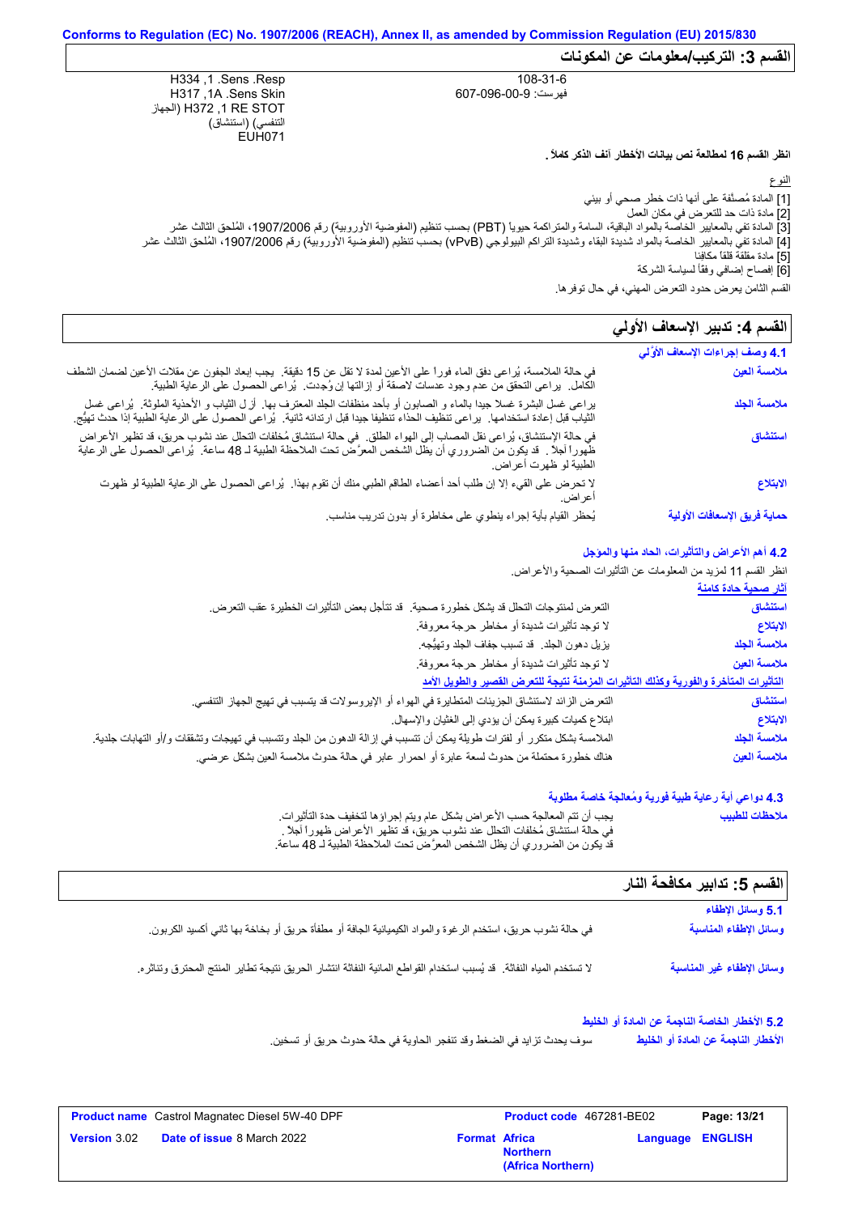Conforms to Regulation (EC) No. 1907/2006 (REACH), Annex II, as amended by Commission Regulation (EU) 2015/830

## القسم 3: التركيب/معلومات عن المكونات

| | |
|---|---|
| 108-31-6<br>فهرست: 607-096-00-9 | Resp. Sens. 1, H334<br>Skin Sens. 1A, H317<br>STOT RE 1, H372 (الجهاز التنفسي) (استنشاق)<br>EUH071 |

**انظر القسم 16 لمطالعة نص بيانات الأخطار آنف الذكر كاملاً.**

النوع

[1] المادة مُصنَّفة على أنها ذات خطر صحي أو بيئي
[2] مادة ذات حد للتعرض في مكان العمل
[3] المادة تفي بالمعايير الخاصة بالمواد الباقية، السامة والمتراكمة حيوياً (PBT) بحسب تنظيم (المفوضية الأوروبية) رقم 1907/2006، المُلحق الثالث عشر
[4] المادة تفي بالمعايير الخاصة بالمواد شديدة البقاء وشديدة التراكم البيولوجي (vPvB) بحسب تنظيم (المفوضية الأوروبية) رقم 1907/2006، المُلحق الثالث عشر
[5] مادة مقلقة قلقاً مكافئا
[6] إفصاح إضافي وفقاً لسياسة الشركة

القسم الثامن يعرض حدود التعرض المهني، في حال توفرها.

## القسم 4: تدبير الإسعاف الأولي

### 4.1 وصف إجراءات الإسعاف الأوَّلي

| | |
|---|---|
| **ملامسة العين** | في حالة الملامسة، يُراعى دفق الماء فورا على الأعين لمدة لا تقل عن 15 دقيقة. يجب إبعاد الجفون عن مقلات الأعين لضمان الشطف الكامل. يراعى التحقق من عدم وجود عدسات لاصقة أو إزالتها إن وُجِدت. يُراعى الحصول على الرعاية الطبية. |
| **ملامسة الجلد** | يراعى غسل البشرة غسلا جيدا بالماء و الصابون أو بأحد منظفات الجلد المعترف بها. أزل الثياب و الأحذية الملوثة. يُراعى غسل الثياب قبل إعادة استخدامها. يراعى تنظيف الحذاء تنظيفا جيدا قبل ارتدائه ثانية. يُراعى الحصول على الرعاية الطبية إذا حدث تهيُّج. |
| **استنشاق** | في حالة الاستنشاق، يُراعى نقل المصاب إلى الهواء الطلق. في حالة استنشاق مُخلفات التحلل عند نشوب حريق، قد تظهر الأعراض ظهوراً آجلاً. قد يكون من الضروري أن يظل الشخص المعرَّض تحت الملاحظة الطبية لـ 48 ساعة. يُراعى الحصول على الرعاية الطبية لو ظهرت أعراض. |
| **الابتلاع** | لا تحرض على القيء إلا إن طلب أحد أعضاء الطاقم الطبي منك أن تقوم بهذا. يُراعى الحصول على الرعاية الطبية لو ظهرت أعراض. |
| **حماية فريق الإسعافات الأولية** | يُحظر القيام بأية إجراء ينطوي على مخاطرة أو بدون تدريب مناسب. |

### 4.2 أهم الأعراض والتأثيرات، الحاد منها والمؤجل

انظر القسم 11 لمزيد من المعلومات عن التأثيرات الصحية والأعراض.

**آثار صحية حادة كامنة**

| | |
|---|---|
| **استنشاق** | التعرض لمنتوجات التحلل قد يشكل خطورة صحية. قد تتأجل بعض التأثيرات الخطيرة عقب التعرض. |
| **الابتلاع** | لا توجد تأثيرات شديدة أو مخاطر حرجة معروفة. |
| **ملامسة الجلد** | يزيل دهون الجلد. قد تسبب جفاف الجلد وتهيُّجه. |
| **ملامسة العين** | لا توجد تأثيرات شديدة أو مخاطر حرجة معروفة. |

**التأثيرات المتأخرة والفورية وكذلك التأثيرات المزمنة نتيجة للتعرض القصير والطويل الأمد**

| | |
|---|---|
| **استنشاق** | التعرض الزائد لاستنشاق الجزيئات المتطايرة في الهواء أو الإيروسولات قد يتسبب في تهيج الجهاز التنفسي. |
| **الابتلاع** | ابتلاع كميات كبيرة يمكن أن يؤدي إلى الغثيان والإسهال. |
| **ملامسة الجلد** | الملامسة بشكل متكرر أو لفترات طويلة يمكن أن تتسبب في إزالة الدهون من الجلد وتتسبب في تهيجات وتشققات و/أو التهابات جلدية. |
| **ملامسة العين** | هناك خطورة محتملة من حدوث لسعة عابرة أو احمرار عابر في حالة حدوث ملامسة العين بشكل عرضي. |

### 4.3 دواعي أية رعاية طبية فورية ومُعالجة خاصة مطلوبة

| | |
|---|---|
| **ملاحظات للطبيب** | يجب أن تتم المعالجة حسب الأعراض بشكل عام ويتم إجراؤها لتخفيف حدة التأثيرات.<br>في حالة استنشاق مُخلفات التحلل عند نشوب حريق، قد تظهر الأعراض ظهوراً آجلاً .<br>قد يكون من الضروري أن يظل الشخص المعرَّض تحت الملاحظة الطبية لـ 48 ساعة. |

## القسم 5: تدابير مكافحة النار

### 5.1 وسائل الإطفاء

| | |
|---|---|
| **وسائل الإطفاء المناسبة** | في حالة نشوب حريق، استخدم الرغوة والمواد الكيميائية الجافة أو مطفأة حريق أو بخاخة بها ثاني أكسيد الكربون. |
| **وسائل الإطفاء غير المناسبة** | لا تستخدم المياه النفاثة. قد يُسبب استخدام القواطع المائية النفاثة انتشار الحريق نتيجة تطاير المنتج المحترق وتناثره. |

### 5.2 الأخطار الخاصة الناجمة عن المادة أو الخليط

| | |
|---|---|
| **الأخطار الناجمة عن المادة أو الخليط** | سوف يحدث تزايد في الضغط وقد تنفجر الحاوية في حالة حدوث حريق أو تسخين. |

| | | | |
|---|---|---|---|
| **Product name** Castrol Magnatec Diesel 5W-40 DPF | | **Product code** 467281-BE02 | |
| **Version** 3.02 | **Date of issue** 8 March 2022 | **Format** Africa Northern (Africa Northern) | **Language** ENGLISH |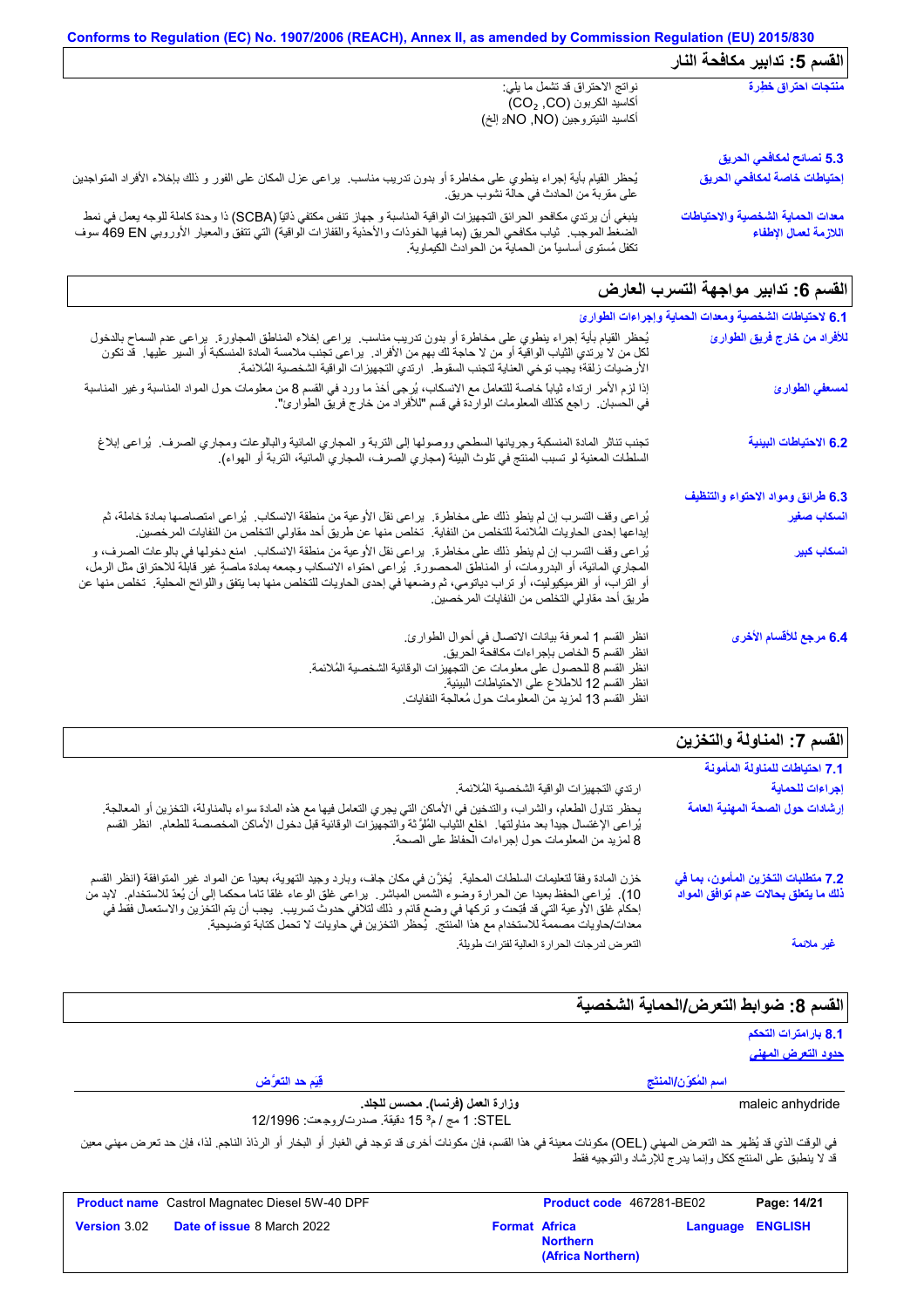## القسم 5: تدابير مكافحة النار

**منتجات احتراق خطرة**

نواتج الاحتراق قد تشمل ما يلي:
أكاسيد الكربون ($CO_2$, CO)
أكاسيد النيتروجين ($NO_2$, NO إلخ)

**5.3 نصائح لمكافحي الحريق**

**إحتياطات خاصة لمكافحي الحريق**

يُحظر القيام بأية إجراء ينطوي على مخاطرة أو بدون تدريب مناسب. يراعى عزل المكان على الفور و ذلك بإخلاء الأفراد المتواجدين على مقربة من الحادث في حالة نشوب حريق.

**معدات الحماية الشخصية والاحتياطات اللازمة لعمال الإطفاء**

ينبغي أن يرتدي مكافحو الحرائق التجهيزات الواقية المناسبة و جهاز تنفس مكتفي ذاتيًا (SCBA) ذا وحدة كاملة للوجه يعمل في نمط الضغط الموجب. ثياب مكافحي الحريق (بما فيها الخوذات والأحذية والقفازات الواقية) التي تتفق والمعيار الأوروبي EN 469 سوف تكفل مُستوى أساسياً من الحماية من الحوادث الكيماوية.

## القسم 6: تدابير مواجهة التسرب العارض

**6.1 لاحتياطات الشخصية ومعدات الحماية وإجراءات الطوارئ**

**للأفراد من خارج فريق الطوارئ**

يُحظر القيام بأية إجراء ينطوي على مخاطرة أو بدون تدريب مناسب. يراعى إخلاء المناطق المجاورة. يراعى عدم السماح بالدخول لكل من لا يرتدي الثياب الواقية أو من لا حاجة لك بهم من الأفراد. يراعى تجنب ملامسة المادة المنسكبة أو السير عليها. قد تكون الأرضيات زلقة؛ يجب توخي العناية لتجنب السقوط. ارتدي التجهيزات الواقية الشخصية المُلائمة.

**لمسعفي الطوارئ**

إذا لزم الأمر ارتداء ثياباً خاصة للتعامل مع الانسكاب، يُرجى أخذ ما ورد في القسم 8 من معلومات حول المواد المناسبة وغير المناسبة في الحسبان. راجع كذلك المعلومات الواردة في قسم "للأفراد من خارج فريق الطوارئ".

**6.2 الاحتياطات البيئية**

تجنب تناثر المادة المنسكبة وجريانها السطحي ووصولها إلى التربة و المجاري المائية والبالوعات ومجاري الصرف. يُراعى إبلاغ السلطات المعنية لو تسبب المنتج في تلوث البيئة (مجاري الصرف، المجاري المائية، التربة أو الهواء).

**6.3 طرائق ومواد الاحتواء والتنظيف**

**انسكاب صغير**

يُراعى وقف التسرب إن لم ينطو ذلك على مخاطرة. يراعى نقل الأوعية من منطقة الانسكاب. يُراعى امتصاصها بمادة خاملة، ثم إيداعها إحدى الحاويات المُلائمة للتخلص من النفاية. تخلص منها عن طريق أحد مقاولي التخلص من النفايات المرخصين.

**انسكاب كبير**

يُراعى وقف التسرب إن لم ينطو ذلك على مخاطرة. يراعى نقل الأوعية من منطقة الانسكاب. امنع دخولها في بالوعات الصرف، و المجاري المائية، أو البدرومات، أو المناطق المحصورة. يُراعى احتواء الانسكاب وجمعه بمادة ماصة غير قابلة للاحتراق مثل الرمل، أو التراب، أو الفرميكيوليت، أو تراب دياتومي، ثم وضعها في إحدى الحاويات للتخلص منها بما يتفق واللوائح المحلية. تخلص منها عن طريق أحد مقاولي التخلص من النفايات المرخصين.

**6.4 مرجع للأقسام الأخرى**

انظر القسم 1 لمعرفة بيانات الاتصال في أحوال الطوارئ.
انظر القسم 5 الخاص بإجراءات مكافحة الحريق.
انظر القسم 8 للحصول على معلومات عن التجهيزات الوقائية الشخصية المُلائمة.
انظر القسم 12 للاطلاع على الاحتياطات البيئية.
انظر القسم 13 لمزيد من المعلومات حول مُعالجة النفايات.

## القسم 7: المناولة والتخزين

**7.1 احتياطات للمناولة المأمونة**

**إجراءات للحماية**

ارتدي التجهيزات الواقية الشخصية المُلائمة.

**إرشادات حول الصحة المهنية العامة**

يحظر تناول الطعام، والشراب، والتدخين في الأماكن التي يجري التعامل فيها مع هذه المادة سواء بالمناولة، التخزين أو المعالجة. يُراعى الإغتسال جيداً بعد مناولتها. اخلع الثياب المُلوّثة والتجهيزات الوقائية قبل دخول الأماكن المخصصة للطعام. انظر القسم 8 لمزيد من المعلومات حول إجراءات الحفاظ على الصحة.

**7.2 متطلبات التخزين المأمون، بما في ذلك ما يتعلق بحالات عدم توافق المواد**

خزن المادة وفقاً لتعليمات السلطات المحلية. يُخزّن في مكان جاف، وبارد وجيد التهوية، بعيداً عن المواد غير المتوافقة (انظر القسم 10). يُراعى الحفظ بعيدا عن الحرارة وضوء الشمس المباشر. يراعى غلق الوعاء غلقا تاما محكما إلى أن يُعدّ للاستخدام. لابد من إحكام غلق الأوعية التي قد فتِحت و تركها في وضع قائم و ذلك لتلافي حدوث تسريب. يجب أن يتم التخزين والاستعمال فقط في معدات/حاويات مصممة للاستخدام مع هذا المنتج. يُحظر التخزين في حاويات لا تحمل كتابة توضيحية.

**غير ملائمة**

التعرض لدرجات الحرارة العالية لفترات طويلة.

## القسم 8: ضوابط التعرض/الحماية الشخصية

**8.1 بارامترات التحكم**

**حدود التعرض المهني**

| اسم المُكوّن/المنتج | قيم حد التعرُّض |
|---|---|
| maleic anhydride | **وزارة العمل (فرنسا). محسس للجلد.**<br>STEL: 1 مج / م$^3$ 15 دقيقة. صدرت/روجعت: 12/1996 |

في الوقت الذي قد يُظهر حد التعرض المهني (OEL) مكونات معينة في هذا القسم، فإن مكونات أخرى قد توجد في الغبار أو البخار أو الرذاذ الناجم. لذا، فإن حد تعرض مهني معين قد لا ينطبق على المنتج ككل وإنما يدرج للإرشاد والتوجيه فقط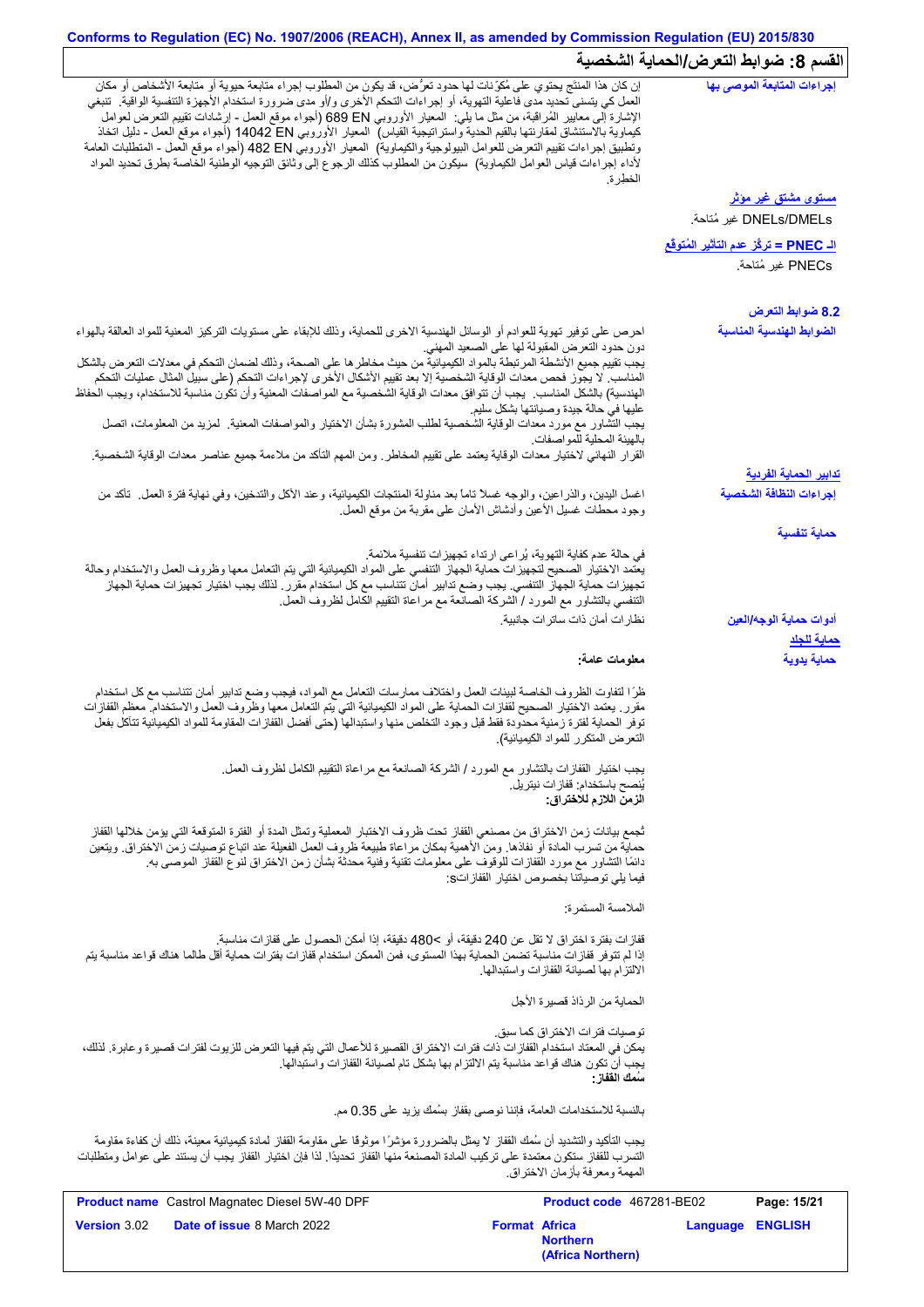## القسم 8: ضوابط التعرض/الحماية الشخصية

**إجراءات المتابعة الموصى بها**

إن كان هذا المنتج يحتوي على مُكوّنات لها حدود تعرُّض، قد يكون من المطلوب إجراء متابعة حيوية أو متابعة الأشخاص أو مكان العمل كي يتسنى تحديد مدى فاعلية التهوية، أو إجراءات التحكم الأخرى و/أو مدى ضرورة استخدام الأجهزة التنفسية الواقية. تنبغي الإشارة إلى معايير المُراقبة، من مثل ما يلي: المعيار الأوروبي EN 689 (أجواء موقع العمل - إرشادات تقييم التعرض لعوامل كيماوية بالاستنشاق لمقارنتها بالقيم الحدية واستراتيجية القياس) المعيار الأوروبي EN 14042 (أجواء موقع العمل - دليل اتخاذ وتطبيق إجراءات تقييم التعرض للعوامل البيولوجية والكيماوية) المعيار الأوروبي EN 482 (أجواء موقع العمل - المتطلبات العامة لأداء إجراءات قياس العوامل الكيماوية) سيكون من المطلوب كذلك الرجوع إلى وثائق التوجيه الوطنية الخاصة بطرق تحديد المواد الخطرة.

**مستوى مشتق غير مؤثر**

DNELs/DMELs غير مُتاحة.

**الـ PNEC = تركُز عدم التأثير المُتوقع**

PNECs غير مُتاحة.

### 8.2 ضوابط التعرض

**الضوابط الهندسية المناسبة**

احرص على توفير تهوية للعوادم أو الوسائل الهندسية الاخرى للحماية، وذلك للابقاء على مستويات التركيز المعنية للمواد العالقة بالهواء دون حدود التعرض المقبولة لها على الصعيد المهني.
يجب تقييم جميع الأنشطة المرتبطة بالمواد الكيميائية من حيث مخاطرها على الصحة، وذلك لضمان التحكم في معدلات التعرض بالشكل المناسب. لا يجوز فحص معدات الوقاية الشخصية إلا بعد تقييم الأشكال الأخرى لإجراءات التحكم (على سبيل المثال عمليات التحكم الهندسية) بالشكل المناسب. يجب أن تتوافق معدات الوقاية الشخصية مع المواصفات المعنية وأن تكون مناسبة للاستخدام، ويجب الحفاظ عليها في حالة جيدة وصيانتها بشكل سليم.
يجب التشاور مع مورد معدات الوقاية الشخصية لطلب المشورة بشأن الاختيار والمواصفات المعنية. لمزيد من المعلومات، اتصل بالهيئة المحلية للمواصفات.
القرار النهائي لاختيار معدات الوقاية يعتمد على تقييم المخاطر. ومن المهم التأكد من ملاءمة جميع عناصر معدات الوقاية الشخصية.

**تدابير الحماية الفردية**

**إجراءات النظافة الشخصية**

اغسل اليدين، والذراعين، والوجه غسلاً تاماً بعد مناولة المنتجات الكيميائية، وعند الأكل والتدخين، وفي نهاية فترة العمل. تأكد من وجود محطات غسيل الأعين وأدشاش الأمان على مقربة من موقع العمل.

**حماية تنفسية**

في حالة عدم كفاية التهوية، يُراعى ارتداء تجهيزات تنفسية ملائمة.
يعتمد الاختيار الصحيح لتجهيزات حماية الجهاز التنفسي على المواد الكيميائية التي يتم التعامل معها وظروف العمل والاستخدام وحالة تجهيزات حماية الجهاز التنفسي. يجب وضع تدابير أمان تتناسب مع كل استخدام مقرر. لذلك يجب اختيار تجهيزات حماية الجهاز التنفسي بالتشاور مع المورد / الشركة الصانعة مع مراعاة التقييم الكامل لظروف العمل.

**أدوات حماية الوجه/العين**

نظارات أمان ذات ساترات جانبية.

**حماية للجلد**

**حماية يدوية**

**معلومات عامة:**

ظرًا لتفاوت الظروف الخاصة لبيئات العمل واختلاف ممارسات التعامل مع المواد، فيجب وضع تدابير أمان تتناسب مع كل استخدام مقرر. يعتمد الاختيار الصحيح لقفازات الحماية على المواد الكيميائية التي يتم التعامل معها وظروف العمل والاستخدام. معظم القفازات توفر الحماية لفترة زمنية محدودة فقط قبل وجود التخلص منها واستبدالها (حتى أفضل القفازات المقاومة للمواد الكيميائية تتآكل بفعل التعرض المتكرر للمواد الكيميائية).

يجب اختيار القفازات بالتشاور مع المورد / الشركة الصانعة مع مراعاة التقييم الكامل لظروف العمل.
يُنصح باستخدام: قفازات نيتريل.
**الزمن اللازم للاختراق:**

تُجمع بيانات زمن الاختراق من مصنعي القفاز تحت ظروف الاختبار المعملية وتمثل المدة أو الفترة المتوقعة التي يؤمن خلالها القفاز حماية من تسرب المادة أو نفاذها. ومن الأهمية بمكان مراعاة طبيعة ظروف العمل الفعيلة عند اتباع توصيات زمن الاختراق. ويتعين دائمًا التشاور مع مورد القفازات للوقوف على معلومات تقنية وفنية محدثة بشأن زمن الاختراق لنوع القفاز الموصى به.
فيما يلي توصياتنا بخصوص اختيار القفازاتs:

الملامسة المستمرة:

قفازات بفترة اختراق لا تقل عن 240 دقيقة، أو >480 دقيقة، إذا أمكن الحصول على قفازات مناسبة.
إذا لم تتوفر قفازات مناسبة تضمن الحماية بهذا المستوى، فمن الممكن استخدام قفازات بفترات حماية أقل طالما هناك قواعد مناسبة يتم الالتزام بها لصيانة القفازات واستبدالها.

الحماية من الرذاذ قصيرة الأجل

توصيات فترات الاختراق كما سبق.
يمكن في المعتاد استخدام القفازات ذات فترات الاختراق القصيرة للأعمال التي يتم فيها التعرض للزيوت لفترات قصيرة وعابرة. لذلك، يجب أن تكون هناك قواعد مناسبة يتم الالتزام بها بشكل تام لصيانة القفازات واستبدالها.
**سُمك القفاز:**

بالنسبة للاستخدامات العامة، فإننا نوصى بقفاز بسُمك يزيد على 0.35 مم.

يجب التأكيد والتشديد أن سُمك القفاز لا يمثل بالضرورة مؤشرًا موثوقًا على مقاومة القفاز لمادة كيميائية معينة، ذلك أن كفاءة مقاومة التسرب للقفاز ستكون معتمدة على تركيب المادة المصنعة منها القفاز تحديدًا. لذا فإن اختيار القفاز يجب أن يستند على عوامل ومتطلبات المهمة ومعرفة بأزمان الاختراق.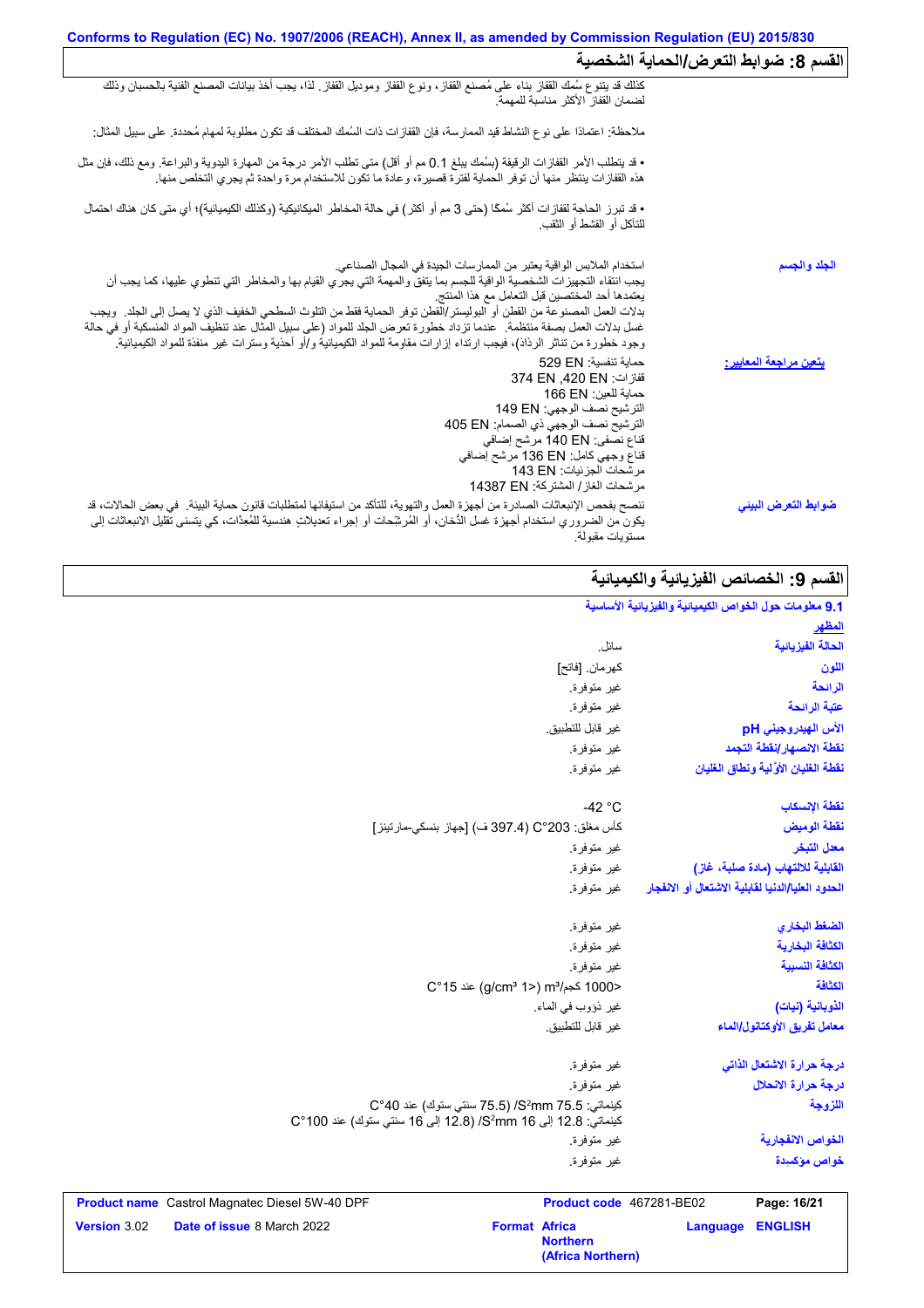## القسم 8: ضوابط التعرض/الحماية الشخصية

كذلك قد يتنوع سُمك القفاز بناء على مُصنع القفاز، ونوع القفاز وموديل القفاز. لذا، يجب أخذ بيانات المصنع الفنية بالحسبان وذلك لضمان القفاز الأكثر مناسبة للمهمة.

ملاحظة: اعتمادًا على نوع النشاط قيد الممارسة، فإن القفازات ذات السُمك المختلف قد تكون مطلوبة لمهام مُحددة. على سبيل المثال:

• قد يتطلب الأمر القفازات الرقيقة (بسُمك يبلغ 0.1 مم أو أقل) متى تطلب الأمر درجة من المهارة اليدوية والبراعة. ومع ذلك، فإن مثل هذه القفازات ينتظر منها أن توفر الحماية لفترة قصيرة، وعادة ما تكون للاستخدام مرة واحدة ثم يجري التخلص منها.

• قد تبرز الحاجة لقفازات أكثر سُمكًا (حتى 3 مم أو أكثر) في حالة المخاطر الميكانيكية (وكذلك الكيميائية)؛ أي متى كان هناك احتمال للتآكل أو القشط أو الثقب.

| | |
|---|---|
| **الجلد والجسم** | استخدام الملابس الواقية يعتبر من الممارسات الجيدة في المجال الصناعي. يجب انتقاء التجهيزات الشخصية الواقية للجسم بما يتفق والمهمة التي يجري القيام بها والمخاطر التي تنطوي عليها، كما يجب أن يعتمدها أحد المختصين قبل التعامل مع هذا المنتج. بدلات العمل المصنوعة من القطن أو البوليستر/القطن توفر الحماية فقط من التلوث السطحي الخفيف الذي لا يصل إلى الجلد. ويجب غسل بدلات العمل بصفة منتظمة. عندما تزداد خطورة تعرض الجلد للمواد (على سبيل المثال عند تنظيف المواد المنسكبة أو في حالة وجود خطورة من تناثر الرذاذ)، فيجب ارتداء إزارات مقاومة للمواد الكيميائية و/أو أحذية وسترات غير منفذة للمواد الكيميائية. |
| **يتعين مراجعة المعايير:** | حماية تنفسية: EN 529<br>قفازات: EN 420, EN 374<br>حماية للعين: EN 166<br>الترشيح نصف الوجهي: EN 149<br>الترشيح نصف الوجهي ذي الصمام: EN 405<br>قناع نصفي: EN 140 مرشح إضافي<br>قناع وجهي كامل: EN 136 مرشح إضافي<br>مرشحات الجزيئات: EN 143<br>مرشحات الغاز/ المشتركة: EN 14387 |
| **ضوابط التعرض البيئي** | ننصح بفحص الإنبعاثات الصادرة من أجهزة العمل والتهوية، للتأكد من استيفائها لمتطلبات قانون حماية البيئة. في بعض الحالات، قد يكون من الضروري استخدام أجهزة غسل الدُخان، أو المُرشّحات أو إجراء تعديلاتٍ هندسية للمُعِدّات، كي يتسنى تقليل الانبعاثات إلى مستويات مقبولة. |

## القسم 9: الخصائص الفيزيائية والكيميائية

### 9.1 معلومات حول الخواص الكيميائية والفيزيائية الأساسية

**المظهر**

| | |
|---|---|
| **الحالة الفيزيائية** | سائل. |
| **اللون** | كهرمان. [فاتح] |
| **الرائحة** | غير متوفرة. |
| **عتبة الرائحة** | غير متوفرة. |
| **الأس الهيدروجيني pH** | غير قابل للتطبيق. |
| **نقطة الانصهار/نقطة التجمد** | غير متوفرة. |
| **نقطة الغليان الأوّلية ونطاق الغليان** | غير متوفرة. |
| **نقطة الإنسكاب** | -42 °C |
| **نقطة الوميض** | كأس مغلق: 203°C (397.4 ف) [جهاز بنسكي-مارتينز] |
| **معدل التبخر** | غير متوفرة. |
| **القابلية للالتهاب (مادة صلبة، غاز)** | غير متوفرة. |
| **الحدود العليا/الدنيا لقابلية الاشتعال أو الانفجار** | غير متوفرة. |
| **الضغط البخاري** | غير متوفرة. |
| **الكثافة البخارية** | غير متوفرة. |
| **الكثافة النسبية** | غير متوفرة. |
| **الكثافة** | <1000 كجم/m³ (<1 g/cm³) عند 15°C |
| **الذوبانية (نيات)** | غير ذؤوب في الماء. |
| **معامل تفريق الأوكتانول/الماء** | غير قابل للتطبيق. |
| **درجة حرارة الاشتعال الذاتي** | غير متوفرة. |
| **درجة حرارة الانحلال** | غير متوفرة. |
| **اللزوجة** | كينماتي: 75.5 mm²/S (75.5 سنتي ستوك) عند 40°C<br>كينماتي: 12.8 إلى 16 mm²/S (12.8 إلى 16 سنتي ستوك) عند 100°C |
| **الخواص الانفجارية** | غير متوفرة. |
| **خواص مؤكسدة** | غير متوفرة. |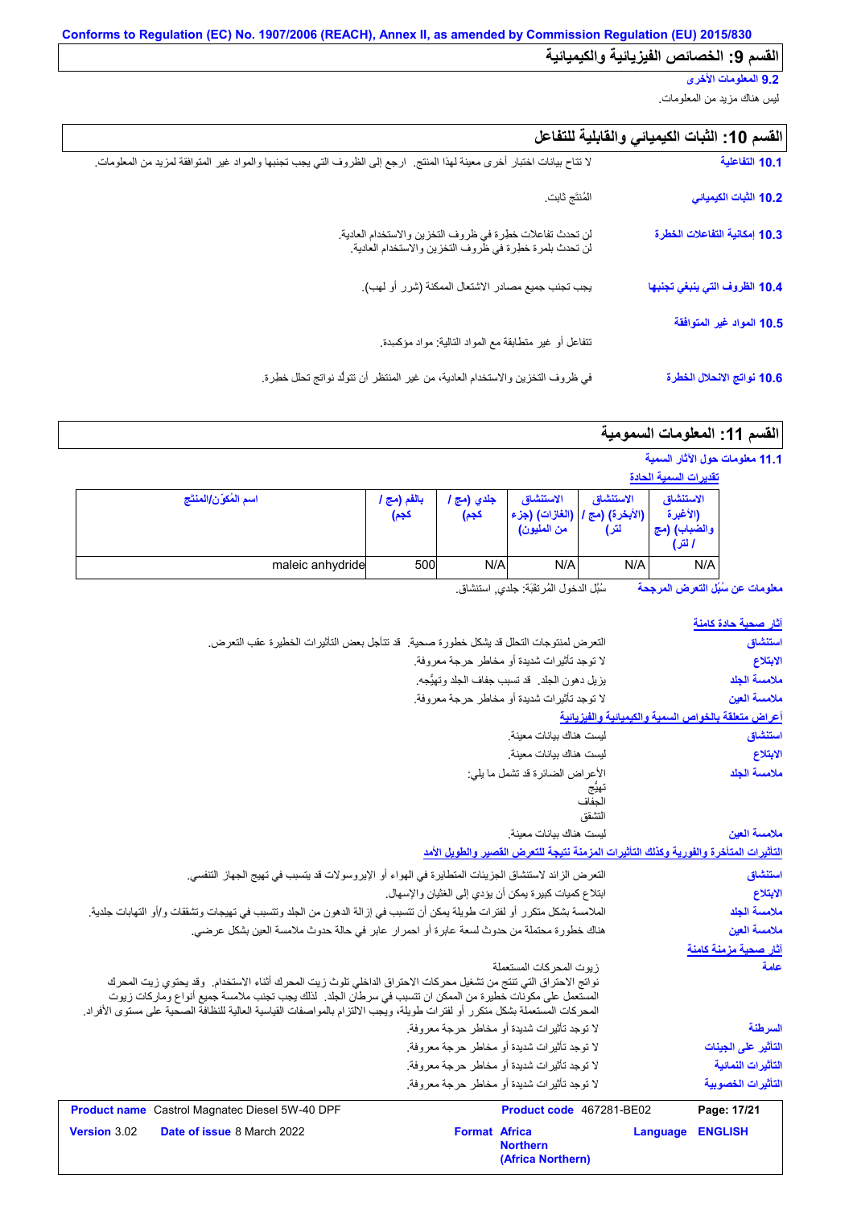Conforms to Regulation (EC) No. 1907/2006 (REACH), Annex II, as amended by Commission Regulation (EU) 2015/830

## القسم 9: الخصائص الفيزيائية والكيميائية

**9.2 المعلومات الأخرى**

ليس هناك مزيد من المعلومات.

## القسم 10: الثبات الكيميائي والقابلية للتفاعل

**10.1 التفاعلية**: لا تتاح بيانات اختبار أخرى معينة لهذا المنتج. ارجع إلى الظروف التي يجب تجنبها والمواد غير المتوافقة لمزيد من المعلومات.

**10.2 الثبات الكيميائي**: المُنتج ثابت.

**10.3 إمكانية التفاعلات الخطرة**: لن تحدث تفاعلات خطرة في ظروف التخزين والاستخدام العادية.
لن تحدث بلمرة خطرة في ظروف التخزين والاستخدام العادية.

**10.4 الظروف التي ينبغي تجنبها**: يجب تجنب جميع مصادر الاشتعال الممكنة (شرر أو لهب).

**10.5 المواد غير المتوافقة**: تتفاعل أو غير متطابقة مع المواد التالية: مواد مؤكسِدة.

**10.6 نواتج الانحلال الخطرة**: في ظروف التخزين والاستخدام العادية، من غير المنتظر أن تتولَّد نواتج تحلل خطرة.

## القسم 11: المعلومات السمومية

**11.1 معلومات حول الآثار السمية**

**تقديرات السمية الحادة**

| اسم المُكوِّن/المنتج | بالفم (مج / كجم) | جلدي (مج / كجم) | الاستنشاق (الغازات) (جزء من المليون) | الاستنشاق (الأبخرة) (مج / لتر) | الاستنشاق (الأغبرة والضباب) (مج / لتر) |
|---|---|---|---|---|---|
| maleic anhydride | 500 | N/A | N/A | N/A | N/A |

**معلومات عن سُبُل التعرض المرجحة**: سُبُل الدخول المُرتقَبَة: جلدي, استنشاق.

**آثار صحية حادة كامنة**

**استنشاق**: التعرض لمنتوجات التحلل قد يشكل خطورة صحية. قد تتأجل بعض التأثيرات الخطيرة عقب التعرض.

**الابتلاع**: لا توجد تأثيرات شديدة أو مخاطر حرجة معروفة.

**ملامسة الجلد**: يزيل دهون الجلد. قد تسبب جفاف الجلد وتهيُّجه.

**ملامسة العين**: لا توجد تأثيرات شديدة أو مخاطر حرجة معروفة.

**أعراض متعلقة بالخواص السمية والكيميائية والفيزيائية**

**استنشاق**: ليست هناك بيانات معينة.

**الابتلاع**: ليست هناك بيانات معينة.

**ملامسة الجلد**: الأعراض الضائرة قد تشمل ما يلي:
تهيُّج
الجفاف
التشقق

**ملامسة العين**: ليست هناك بيانات معينة.

**التأثيرات المتأخرة والفورية وكذلك التأثيرات المزمنة نتيجة للتعرض القصير والطويل الأمد**

**استنشاق**: التعرض الزائد لاستنشاق الجزيئات المتطايرة في الهواء أو الإيروسولات قد يتسبب في تهيج الجهاز التنفسي.

**الابتلاع**: ابتلاع كميات كبيرة يمكن أن يؤدي إلى الغثيان والإسهال.

**ملامسة الجلد**: الملامسة بشكل متكرر أو لفترات طويلة يمكن أن تتسبب في إزالة الدهون من الجلد وتتسبب في تهيجات وتشققات و/أو التهابات جلدية.

**ملامسة العين**: هناك خطورة محتملة من حدوث لسعة عابرة أو احمرار عابر في حالة حدوث ملامسة العين بشكل عرضي.

**آثار صحية مزمنة كامنة**

**عامة**: زيوت المحركات المستعملة
نواتج الاحتراق التي تنتج من تشغيل محركات الاحتراق الداخلي تلوث زيت المحرك أثناء الاستخدام. وقد يحتوي زيت المحرك المستعمل على مكونات خطيرة من الممكن ان تتسبب في سرطان الجلد. لذلك يجب تجنب ملامسة جميع أنواع وماركات زيوت المحركات المستعملة بشكل متكرر أو لفترات طويلة، ويجب الالتزام بالمواصفات القياسية العالية للنظافة الصحية على مستوى الأفراد.

**السرطنة**: لا توجد تأثيرات شديدة أو مخاطر حرجة معروفة.

**التأثير على الجينات**: لا توجد تأثيرات شديدة أو مخاطر حرجة معروفة.

**التأثيرات النمائية**: لا توجد تأثيرات شديدة أو مخاطر حرجة معروفة.

**التأثيرات الخصوبية**: لا توجد تأثيرات شديدة أو مخاطر حرجة معروفة.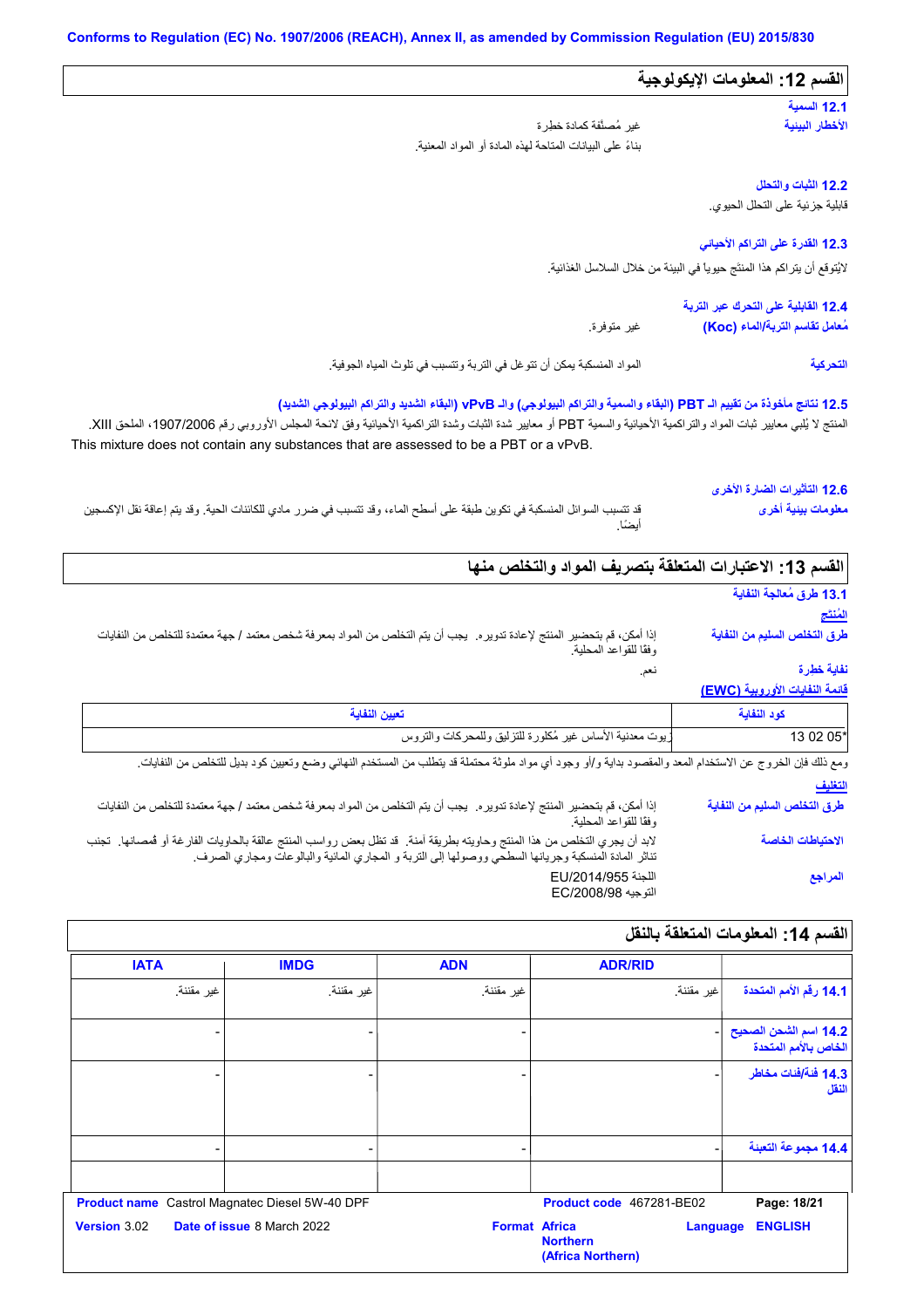Conforms to Regulation (EC) No. 1907/2006 (REACH), Annex II, as amended by Commission Regulation (EU) 2015/830

## القسم 12: المعلومات الإيكولوجية

**12.1 السمية**

**الأخطار البيئية**: غير مُصنَّفة كمادة خطرة
بناءً على البيانات المتاحة لهذه المادة أو المواد المعنية.

**12.2 الثبات والتحلل**

قابلية جزئية على التحلل الحيوي.

**12.3 القدرة على التراكم الأحيائي**

لايُتوقع أن يتراكم هذا المنتَج حيويا في البيئة من خلال السلاسل الغذائية.

**12.4 القابلية على التحرك عبر التربة**

**مُعامل تقاسم التربة/الماء (Koc)**: غير متوفرة.

**التحركية**: المواد المنسكبة يمكن أن تتوغل في التربة وتتسبب في تلوث المياه الجوفية.

**12.5 نتائج مأخوذة من تقييم الـ PBT (البقاء والسمية والتراكم البيولوجي) والـ vPvB (البقاء الشديد والتراكم البيولوجي الشديد)**

المنتج لا يُلبي معايير ثبات المواد والتراكمية الأحيائية والسمية PBT أو معايير شدة الثبات وشدة التراكمية الأحيائية وفق لائحة المجلس الأوروبي رقم 1907/2006، الملحق XIII.
This mixture does not contain any substances that are assessed to be a PBT or a vPvB.

**12.6 التأثيرات الضارة الأخرى**

**معلومات بيئية أخرى**: قد تتسبب السوائل المنسكبة في تكوين طبقة على أسطح الماء، وقد تتسبب في ضرر مادي للكائنات الحية. وقد يتم إعاقة نقل الإكسجين أيضًا.

## القسم 13: الاعتبارات المتعلقة بتصريف المواد والتخلص منها

**13.1 طرق مُعالجة النفاية**

**المُنتَج**

**طرق التخلص السليم من النفاية**: إذا أمكن، قم بتحضير المنتج لإعادة تدويره. يجب أن يتم التخلص من المواد بمعرفة شخص معتمد / جهة معتمدة للتخلص من النفايات وفقا للقواعد المحلية.

**نفاية خطرة**: نعم.

**قائمة النفايات الأوروبية (EWC)**

| كود النفاية | تعيين النفاية |
|---|---|
| 13 02 05* | زيوت معدنية الأساس غير مُكلورة للتزليق وللمحركات والتروس |

ومع ذلك فإن الخروج عن الاستخدام المعد والمقصود بداية و/أو وجود أي مواد ملوثة محتملة قد يتطلب من المستخدم النهائي وضع وتعيين كود بديل للتخلص من النفايات.

**التغليف**

**طرق التخلص السليم من النفاية**: إذا أمكن، قم بتحضير المنتج لإعادة تدويره. يجب أن يتم التخلص من المواد بمعرفة شخص معتمد / جهة معتمدة للتخلص من النفايات وفقا للقواعد المحلية.

**الاحتياطات الخاصة**: لابد أن يجري التخلص من هذا المنتج وحاويته بطريقة آمنة. قد تظل بعض رواسب المنتج عالقة بالحاويات الفارغة أو قُمصانها. تجنب تناثر المادة المنسكبة وجريانها السطحي ووصولها إلى التربة و المجاري المائية والبالوعات ومجاري الصرف.

**المراجع**: اللجنة EU/2014/955
التوجيه EC/2008/98

## القسم 14: المعلومات المتعلقة بالنقل

| | ADR/RID | ADN | IMDG | IATA |
|---|---|---|---|---|
| **14.1 رقم الأمم المتحدة** | غير مقننة. | غير مقننة. | غير مقننة. | غير مقننة. |
| **14.2 اسم الشحن الصحيح الخاص بالأمم المتحدة** | - | - | - | - |
| **14.3 فئة/فئات مخاطر النقل** | - | - | - | - |
| **14.4 مجموعة التعبئة** | - | - | - | - |

**Product name** Castrol Magnatec Diesel 5W-40 DPF **Product code** 467281-BE02
**Version** 3.02 **Date of issue** 8 March 2022 **Format** Africa Northern (Africa Northern) **Language** ENGLISH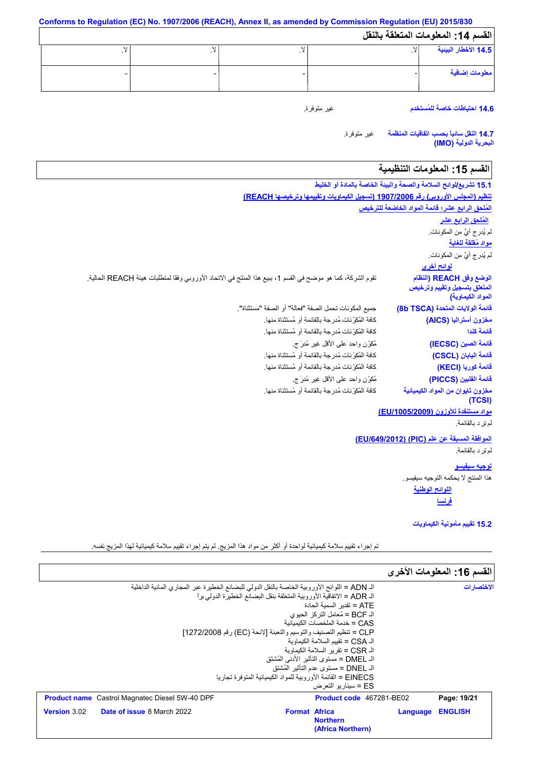Conforms to Regulation (EC) No. 1907/2006 (REACH), Annex II, as amended by Commission Regulation (EU) 2015/830

## القسم 14: المعلومات المتعلقة بالنقل

| | | | | |
|---|---|---|---|---|
| **14.5 الأخطار البيئية** | لا. | لا. | لا. | لا. |
| **معلومات إضافية** | - | - | - | - |

**14.6 احتياطات خاصة للمُستخدم** غير متوفرة.

**14.7 النقل سائباً بحسب اتفاقيات المنظمة البحرية الدولية (IMO)** غير متوفرة.

## القسم 15: المعلومات التنظيمية

**15.1 تشريع/لوائح السلامة والصحة والبيئة الخاصة بالمادة أو الخليط**

**تنظيم (المجلس الأوروبي) رقم 1907/2006 (تسجيل الكيماويات وتقييمها وترخيصها REACH)**

**المُلحق الرابع عشر؛ قائمة المواد الخاضعة للترخيص**

**المُلحق الرابع عشر**

لم يُدرج أيٌّ من المكونات.

**مواد مُقلقة للغاية**

لم يُدرج أيٌّ من المكونات.

**لوائح أخرى**

**الوضع وفق REACH (النظام المتعلق بتسجيل وتقييم وترخيص المواد الكيماوية)** تقوم الشركة، كما هو موضح في القسم 1، ببيع هذا المنتَج في الاتحاد الأوروبي وفقا لمتطلبات هيئة REACH الحالية.

**قائمة الولايات المتحدة (8b TSCA)** جميع المكونات تحمل الصفة "فعالة" أو الصفة "مستثناة".

**مخزون أستراليا (AICS)** كافة المُكّونات مُدرجة بالقائمة أو مُستثناة منها.

**قائمة كندا** كافة المُكّونات مُدرجة بالقائمة أو مُستثناة منها.

**قائمة الصين (IECSC)** مُكوّن واحد على الأقل غير مُدرَج.

**قائمة اليابان (CSCL)** كافة المُكّونات مُدرجة بالقائمة أو مُستثناة منها.

**قائمة كوريا (KECI)** كافة المُكّونات مُدرجة بالقائمة أو مُستثناة منها.

**قائمة الفلبين (PICCS)** مُكوّن واحد على الأقل غير مُدرَج.

**مخزون تايوان من المواد الكيميائية (TCSI)** كافة المُكّونات مُدرجة بالقائمة أو مُستثناة منها.

**مواد مستنفدة للأوزون (EU/1005/2009)**

لم ترد بالقائمة.

**الموافقة المسبقة عن علم (PIC) (EU/649/2012)**

لم ترد بالقائمة.

**توجيه سيفيسو**

هذا المنتج لا يحكمه التوجيه سيفيسو.

**اللوائح الوطنية**

**فرنسا**

**15.2 تقييم مأمونية الكيماويات**

تم إجراء تقييم سلامة كيميائية لواحدة أو أكثر من مواد هذا المزيج. لم يتم إجراء تقييم سلامة كيميائية لهذا المزيج نفسه.

## القسم 16: المعلومات الأخرى

**الاختصارات**

الـ ADN = اللوائح الأوروبية الخاصة بالنقل الدولي للبضائع الخطيرة عبر المجاري المائية الداخلية
الـ ADR = الاتفاقية الأوروبية المتعلقة بنقل البضائع الخطيرة الدولي براً
ATE = تقدير السمية الحادة
الـ BCF = مُعامل التركز الحيوي
CAS = خدمة الملخصات الكيميائية
CLP = تنظيم التصنيف والتوسيم والتعبئة [لائحة (EC) رقم 1272/2008]
الـ CSA = تقييم السلامة الكيماوية
الـ CSR = تقرير السلامة الكيماوية
الـ DMEL = مستوى التأثير الأدنى المُشتق
الـ DNEL = مستوى عدم التأثير المُشتق
EINECS = القائمة الأوروبية للمواد الكيميائية المتوفرة تجاريا
ES = سيناريو التعرض

| | | | |
|---|---|---|---|
| **Product name** Castrol Magnatec Diesel 5W-40 DPF | | **Product code** 467281-BE02 | |
| **Version** 3.02 | **Date of issue** 8 March 2022 | **Format** Africa Northern (Africa Northern) | **Language** ENGLISH |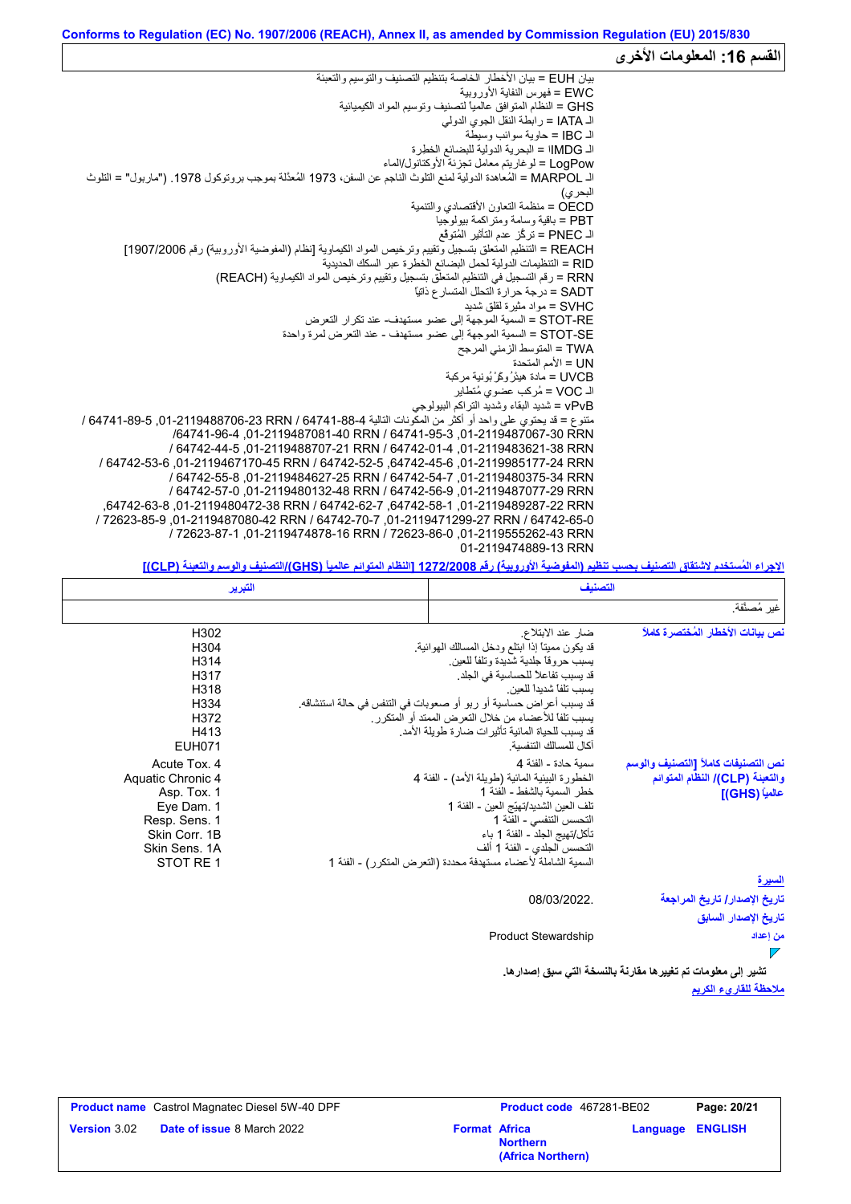Conforms to Regulation (EC) No. 1907/2006 (REACH), Annex II, as amended by Commission Regulation (EU) 2015/830

## القسم 16: المعلومات الأخرى

بيان EUH = بيان الأخطار الخاصة بتنظيم التصنيف والتوسيم والتعبئة
EWC = فهرس النفاية الأوروبية
GHS = النظام المتوافق عالمياً لتصنيف وتوسيم المواد الكيميائية
الـ IATA = رابطة النقل الجوي الدولي
الـ IBC = حاوية سوائب وسيطة
الـ IMDG = البحرية الدولية للبضائع الخطرة
LogPow = لوغاريتم معامل تجزئة الأوكتانول/الماء
الـ MARPOL = المُعاهدة الدولية لمنع التلوث الناجم عن السفن، 1973 المُعدّلة بموجب بروتوكول 1978. ("ماربول" = التلوث البحري)
OECD = منظمة التعاون الأقتصادي والتنمية
PBT = باقية وسامة ومتراكمة بيولوجيا
الـ PNEC = تركّز عدم التأثير المُتوقع
REACH = التنظيم المتعلق بتسجيل وتقييم وترخيص المواد الكيماوية [نظام (المفوضية الأوروبية) رقم 1907/2006]
RID = التنظيمات الدولية لحمل البضائع الخطرة عبر السكك الحديدية
RRN = رقم التسجيل في التنظيم المتعلّق بتسجيل وتقييم وترخيص المواد الكيماوية (REACH)
SADT = درجة حرارة التحلل المتسارع ذاتياً
SVHC = مواد مثيرة لقلق شديد
STOT-RE = السمية الموجهة إلى عضو مستهدف- عند تكرار التعرض
STOT-SE = السمية الموجهة إلى عضو مستهدف - عند التعرض لمرة واحدة
TWA = المتوسط الزمني المرجح
UN = الأمم المتحدة
UVCB = مادة هيئرُوكَرْبُونية مركبة
الـ VOC = مُركب عضوي مُتطاير
vPvB = شديد البقاء وشديد التراكم البيولوجي
متنوع = قد يحتوي على واحد أو أكثر من المكونات التالية 64741-88-4 RRN 01-2119488706-23, 64741-89-5 / RRN 01-2119487081-40 / 64741-95-3 RRN 01-2119487067-30, 64741-96-4/ RRN 01-2119483621-38 / 64742-01-4 RRN 01-2119488707-21, 64742-44-5 / RRN 01-2119985177-24 / 64742-45-6, 64742-52-5 RRN 01-2119467170-45, 64742-53-6 / RRN 01-2119480375-34 / 64742-54-7 RRN 01-2119484627-25, 64742-55-8 / RRN 01-2119487077-29 / 64742-56-9 RRN 01-2119480132-48, 64742-57-0 / RRN 01-2119489287-22 / 64742-58-1, 64742-62-7 RRN 01-2119480472-38, 64742-63-8, RRN 01-2119471299-27 / 64742-65-0 / 64742-70-7 RRN 01-2119487080-42, 72623-85-9 / RRN 01-2119555262-43 / 72623-86-0 RRN 01-2119474878-16, 72623-87-1 / RRN 01-2119474889-13

الإجراء المُستخدم لاشتقاق التصنيف بحسب تنظيم (المفوضية الأوروبية) رقم 1272/2008 [النظام المتوائم عالمياً (GHS)/التصنيف والوسم والتعبئة (CLP)]

| التصنيف | التبرير |
|---|---|
| غير مُصنّفة. | |

**نص بيانات الأخطار المُختصرة كاملاً**

| | |
|---|---|
| ضار عند الابتلاع. | H302 |
| قد يكون مميتاً إذا ابتلع ودخل المسالك الهوائية. | H304 |
| يسبب حروقاً جلدية شديدة وتلفاً للعين. | H314 |
| قد يسبب تفاعلاً للحساسية في الجلد. | H317 |
| يسبب تلفاً شديداً للعين. | H318 |
| قد يسبب أعراض حساسية أو ربو أو صعوبات في التنفس في حالة استنشاقه. | H334 |
| يسبب تلفاً للأعضاء من خلال التعرض الممتد أو المتكرر. | H372 |
| قد يسبب للحياة المائية تأثيرات ضارة طويلة الأمد. | H413 |
| أكال للمسالك التنفسية. | EUH071 |

**نص التصنيفات كاملاً [التصنيف والوسم والتعبئة (CLP)/ النظام المتوائم عالمياً (GHS)]**

| | |
|---|---|
| سمية حادة - الفئة 4 | Acute Tox. 4 |
| الخطورة البيئية المائية (طويلة الأمد) - الفئة 4 | Aquatic Chronic 4 |
| خطر السمية بالشفط - الفئة 1 | Asp. Tox. 1 |
| تلف العين الشديد/تهيّج العين - الفئة 1 | Eye Dam. 1 |
| التحسس التنفسي - الفئة 1 | Resp. Sens. 1 |
| تآكل/تهيج الجلد - الفئة 1 باء | Skin Corr. 1B |
| التحسس الجلدي - الفئة 1 ألف | Skin Sens. 1A |
| السمية الشاملة لأعضاء مستهدفة محددة (التعرض المتكرر) - الفئة 1 | STOT RE 1 |

**السيرة**

تاريخ الإصدار/ تاريخ المراجعة: 08/03/2022.

تاريخ الإصدار السابق

من إعداد: Product Stewardship

تشير إلى معلومات تم تغييرها مقارنة بالنسخة التي سبق إصدارها.

**ملاحظة للقارىء الكريم**

| Product name | Castrol Magnatec Diesel 5W-40 DPF | Product code | 467281-BE02 |
|---|---|---|---|
| Version | 3.02 | Date of issue | 8 March 2022 |
| Format | Africa Northern (Africa Northern) | Language | ENGLISH |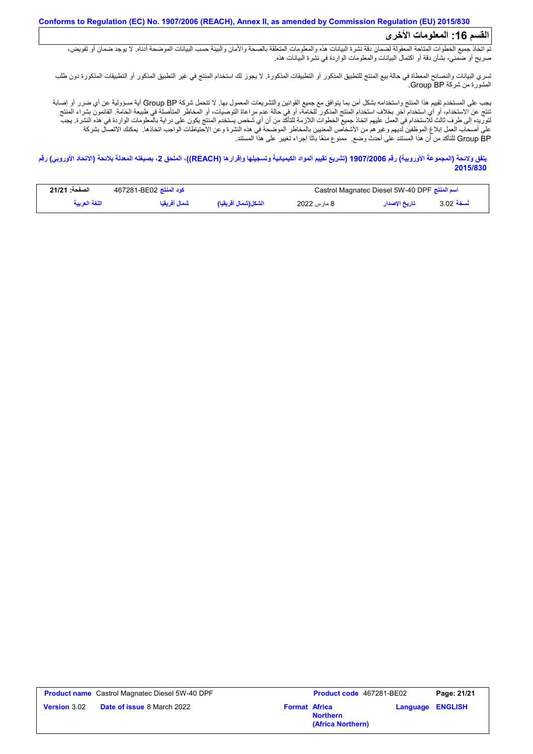## القسم 16: المعلومات الأخرى

تم اتخاذ جميع الخطوات المتاحة المعقولة لضمان دقة نشرة البيانات هذه والمعلومات المتعلقة بالصحة والأمان والبيئة حسب البيانات الموضحة أدناه. لا يوجد ضمان أو تفويض، صريح أو ضمني، بشأن دقة أو اكتمال البيانات والمعلومات الواردة في نشرة البيانات هذه.

تسري البيانات والنصائح المعطاة في حالة بيع المنتج للتطبيق المذكور أو التطبيقات المذكورة. لا يجوز لك استخدام المنتج في غير التطبيق المذكور أو التطبيقات المذكورة دون طلب المشورة من شركة Group BP.

يجب على المستخدم تقييم هذا المنتج واستخدامه بشكل آمن بما يتوافق مع جميع القوانين والتشريعات المعمول بها. لا تتحمل شركة Group BP أية مسؤولية عن أي ضرر أو إصابة تنتج عن الاستخدام، أو أي استخدام آخر بخلاف استخدام المنتج المذكور للخامة، أو في حالة عدم مراعاة التوصيات، أو المخاطر المتأصلة في طبيعة الخامة. القائمون بشراء المنتج لتوريده إلى طرف ثالث للاستخدام في العمل عليهم اتخاذ جميع الخطوات اللازمة للتأكد من أن أي شخص يستخدم المنتج يكون على دراية بالمعلومات الواردة في هذه النشرة. يجب على أصحاب العمل إبلاغ الموظفين لديهم وغيرهم من الأشخاص المعنيين بالمخاطر الموضحة في هذه النشرة وعن الاحتياطات الواجب اتخاذها. يمكنك الاتصال بشركة Group BP للتأكد من أن هذا المستند على أحدث وضع. ممنوع منعًا باتًا إجراء تغيير على هذا المستند.

**يتفق ولائحة (المجموعة الأوروبية) رقم 1907/2006 (تشريع تقييم المواد الكيميائية وتسجيلها وإقرارها (REACH))، الملحق 2، بصيغته المعدلة بلائحة (الاتحاد الأوروبي) رقم 2015/830**

| | | | | |
|---|---|---|---|---|
| اسم المنتج Castrol Magnatec Diesel 5W-40 DPF | | | كود المنتج 467281-BE02 | الصفحة: 21/21 |
| نُسخة 3.02 | تاريخ الإصدار | 8 مارس 2022 | الشكل(شمال أفريقيا) شمال أفريقيا | اللغة العربية |